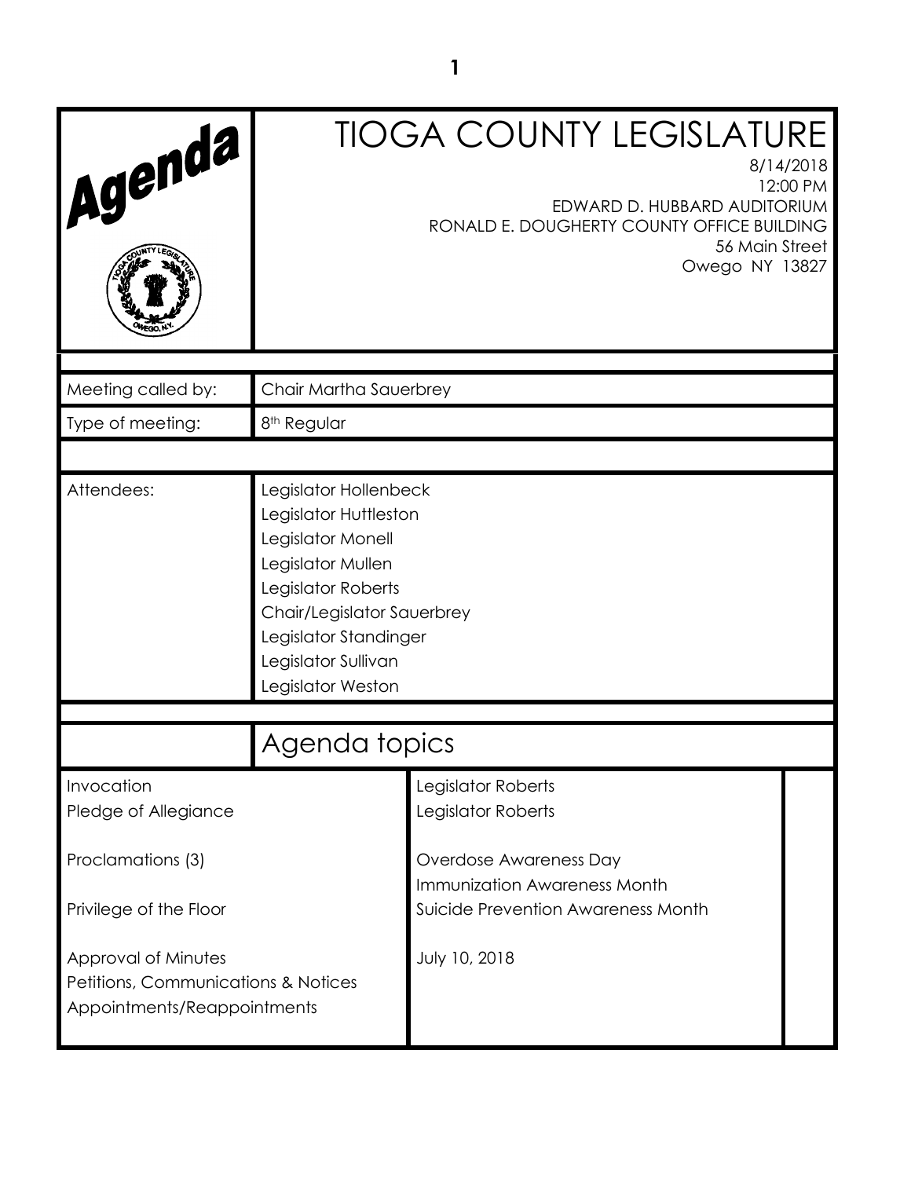# Agenda

# TIOGA COUNTY LEGISLATURE

8/14/2018
12:00 PM
EDWARD D. HUBBARD AUDITORIUM
RONALD E. DOUGHERTY COUNTY OFFICE BUILDING
56 Main Street
Owego NY 13827

| | |
|---|---|
| Meeting called by: | Chair Martha Sauerbrey |
| Type of meeting: | 8th Regular |
| Attendees: | Legislator Hollenbeck<br>Legislator Huttleston<br>Legislator Monell<br>Legislator Mullen<br>Legislator Roberts<br>Chair/Legislator Sauerbrey<br>Legislator Standinger<br>Legislator Sullivan<br>Legislator Weston |

## Agenda topics

| | |
|---|---|
| Invocation | Legislator Roberts |
| Pledge of Allegiance | Legislator Roberts |
| Proclamations (3) | Overdose Awareness Day<br>Immunization Awareness Month<br>Suicide Prevention Awareness Month |
| Privilege of the Floor | |
| Approval of Minutes | July 10, 2018 |
| Petitions, Communications & Notices | |
| Appointments/Reappointments | |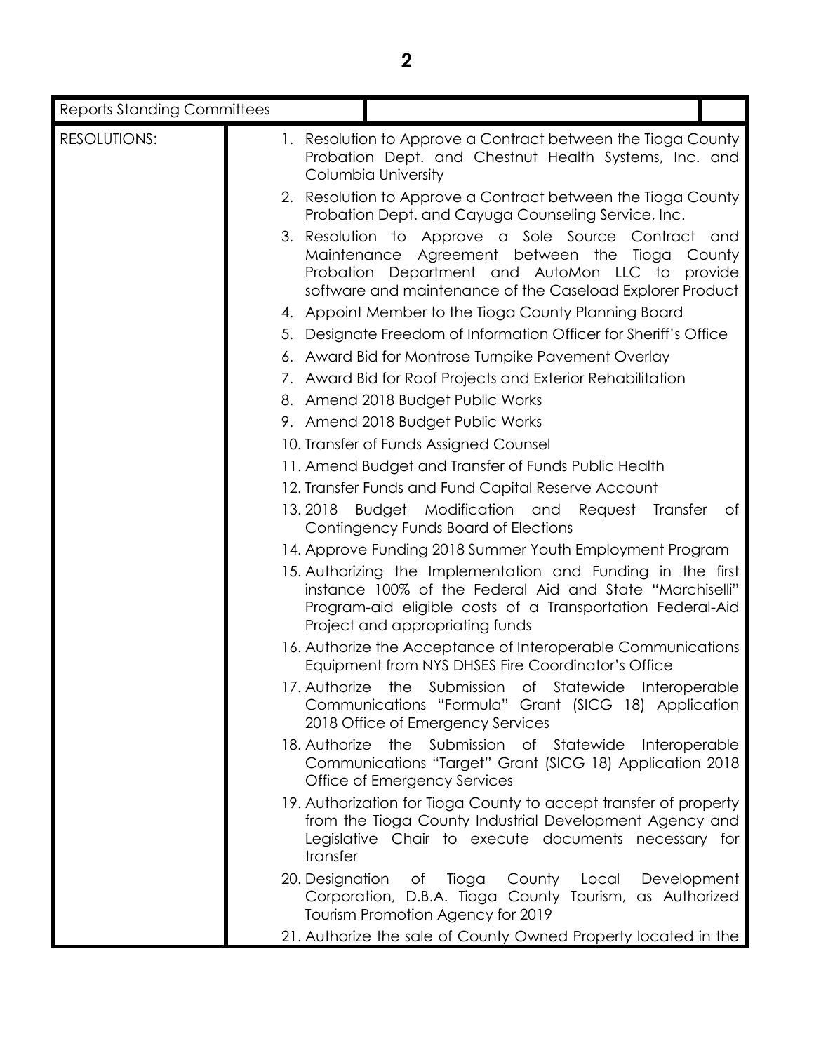| Reports Standing Committees | | |
|---|---|---|
| RESOLUTIONS: | 1. Resolution to Approve a Contract between the Tioga County Probation Dept. and Chestnut Health Systems, Inc. and Columbia University<br>2. Resolution to Approve a Contract between the Tioga County Probation Dept. and Cayuga Counseling Service, Inc.<br>3. Resolution to Approve a Sole Source Contract and Maintenance Agreement between the Tioga County Probation Department and AutoMon LLC to provide software and maintenance of the Caseload Explorer Product<br>4. Appoint Member to the Tioga County Planning Board<br>5. Designate Freedom of Information Officer for Sheriff's Office<br>6. Award Bid for Montrose Turnpike Pavement Overlay<br>7. Award Bid for Roof Projects and Exterior Rehabilitation<br>8. Amend 2018 Budget Public Works<br>9. Amend 2018 Budget Public Works<br>10. Transfer of Funds Assigned Counsel<br>11. Amend Budget and Transfer of Funds Public Health<br>12. Transfer Funds and Fund Capital Reserve Account<br>13. 2018 Budget Modification and Request Transfer of Contingency Funds Board of Elections<br>14. Approve Funding 2018 Summer Youth Employment Program<br>15. Authorizing the Implementation and Funding in the first instance 100% of the Federal Aid and State "Marchiselli" Program-aid eligible costs of a Transportation Federal-Aid Project and appropriating funds<br>16. Authorize the Acceptance of Interoperable Communications Equipment from NYS DHSES Fire Coordinator's Office<br>17. Authorize the Submission of Statewide Interoperable Communications "Formula" Grant (SICG 18) Application 2018 Office of Emergency Services<br>18. Authorize the Submission of Statewide Interoperable Communications "Target" Grant (SICG 18) Application 2018 Office of Emergency Services<br>19. Authorization for Tioga County to accept transfer of property from the Tioga County Industrial Development Agency and Legislative Chair to execute documents necessary for transfer<br>20. Designation of Tioga County Local Development Corporation, D.B.A. Tioga County Tourism, as Authorized Tourism Promotion Agency for 2019<br>21. Authorize the sale of County Owned Property located in the | |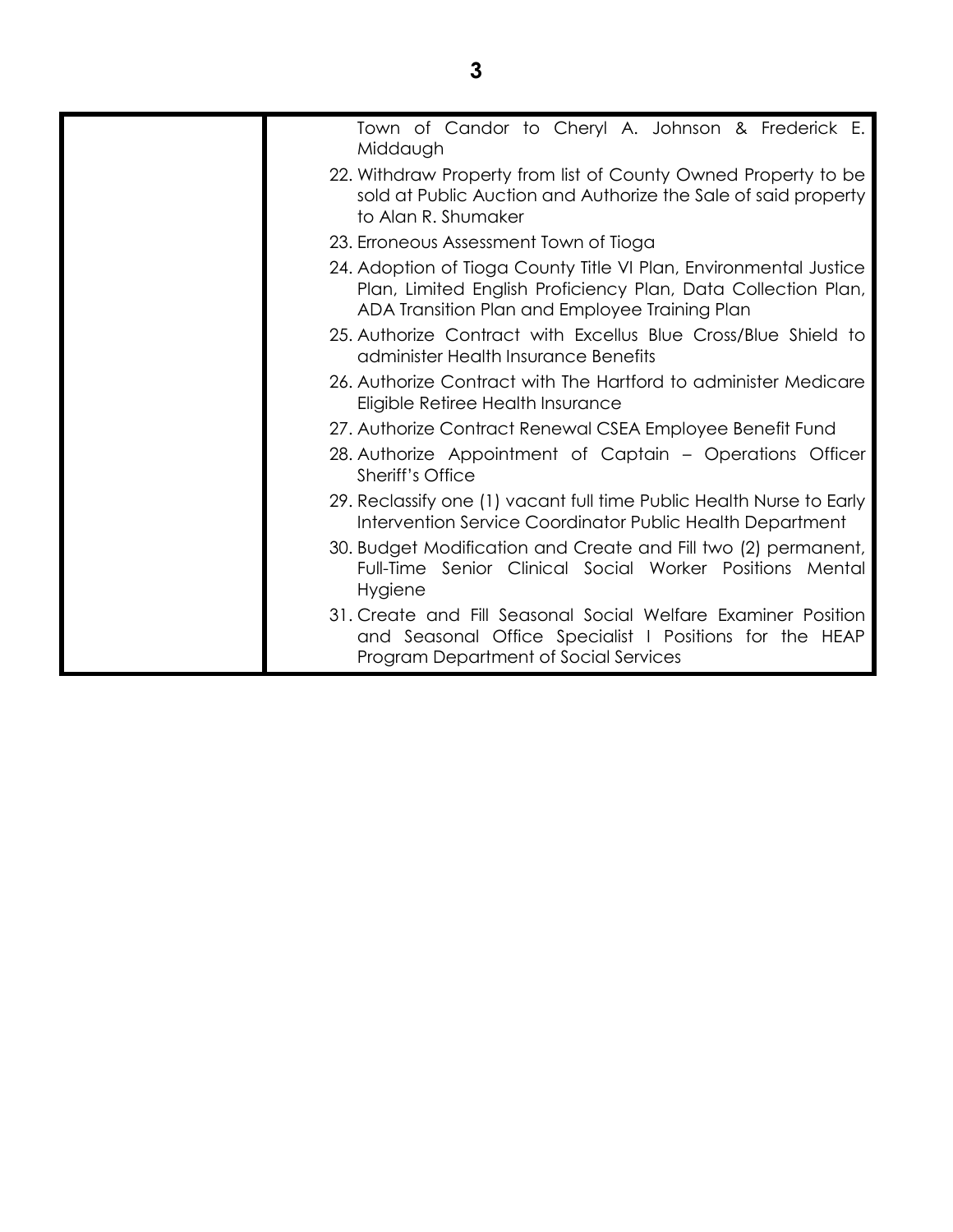| | |
|---|---|
| | Town of Candor to Cheryl A. Johnson & Frederick E. Middaugh<br>22. Withdraw Property from list of County Owned Property to be sold at Public Auction and Authorize the Sale of said property to Alan R. Shumaker<br>23. Erroneous Assessment Town of Tioga<br>24. Adoption of Tioga County Title VI Plan, Environmental Justice Plan, Limited English Proficiency Plan, Data Collection Plan, ADA Transition Plan and Employee Training Plan<br>25. Authorize Contract with Excellus Blue Cross/Blue Shield to administer Health Insurance Benefits<br>26. Authorize Contract with The Hartford to administer Medicare Eligible Retiree Health Insurance<br>27. Authorize Contract Renewal CSEA Employee Benefit Fund<br>28. Authorize Appointment of Captain – Operations Officer Sheriff's Office<br>29. Reclassify one (1) vacant full time Public Health Nurse to Early Intervention Service Coordinator Public Health Department<br>30. Budget Modification and Create and Fill two (2) permanent, Full-Time Senior Clinical Social Worker Positions Mental Hygiene<br>31. Create and Fill Seasonal Social Welfare Examiner Position and Seasonal Office Specialist I Positions for the HEAP Program Department of Social Services |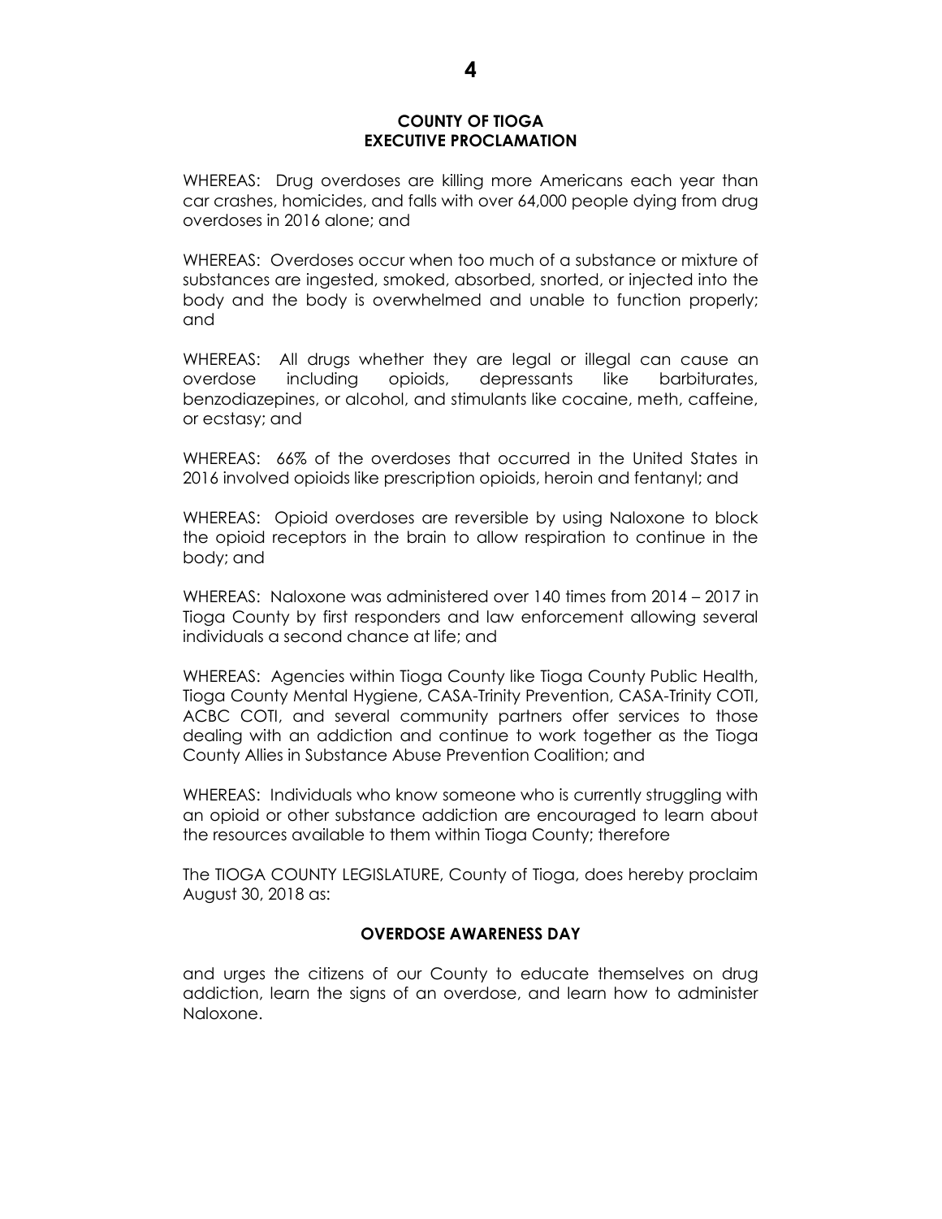**COUNTY OF TIOGA**
**EXECUTIVE PROCLAMATION**

WHEREAS: Drug overdoses are killing more Americans each year than car crashes, homicides, and falls with over 64,000 people dying from drug overdoses in 2016 alone; and

WHEREAS: Overdoses occur when too much of a substance or mixture of substances are ingested, smoked, absorbed, snorted, or injected into the body and the body is overwhelmed and unable to function properly; and

WHEREAS: All drugs whether they are legal or illegal can cause an overdose including opioids, depressants like barbiturates, benzodiazepines, or alcohol, and stimulants like cocaine, meth, caffeine, or ecstasy; and

WHEREAS: 66% of the overdoses that occurred in the United States in 2016 involved opioids like prescription opioids, heroin and fentanyl; and

WHEREAS: Opioid overdoses are reversible by using Naloxone to block the opioid receptors in the brain to allow respiration to continue in the body; and

WHEREAS: Naloxone was administered over 140 times from 2014 – 2017 in Tioga County by first responders and law enforcement allowing several individuals a second chance at life; and

WHEREAS: Agencies within Tioga County like Tioga County Public Health, Tioga County Mental Hygiene, CASA-Trinity Prevention, CASA-Trinity COTI, ACBC COTI, and several community partners offer services to those dealing with an addiction and continue to work together as the Tioga County Allies in Substance Abuse Prevention Coalition; and

WHEREAS: Individuals who know someone who is currently struggling with an opioid or other substance addiction are encouraged to learn about the resources available to them within Tioga County; therefore

The TIOGA COUNTY LEGISLATURE, County of Tioga, does hereby proclaim August 30, 2018 as:

**OVERDOSE AWARENESS DAY**

and urges the citizens of our County to educate themselves on drug addiction, learn the signs of an overdose, and learn how to administer Naloxone.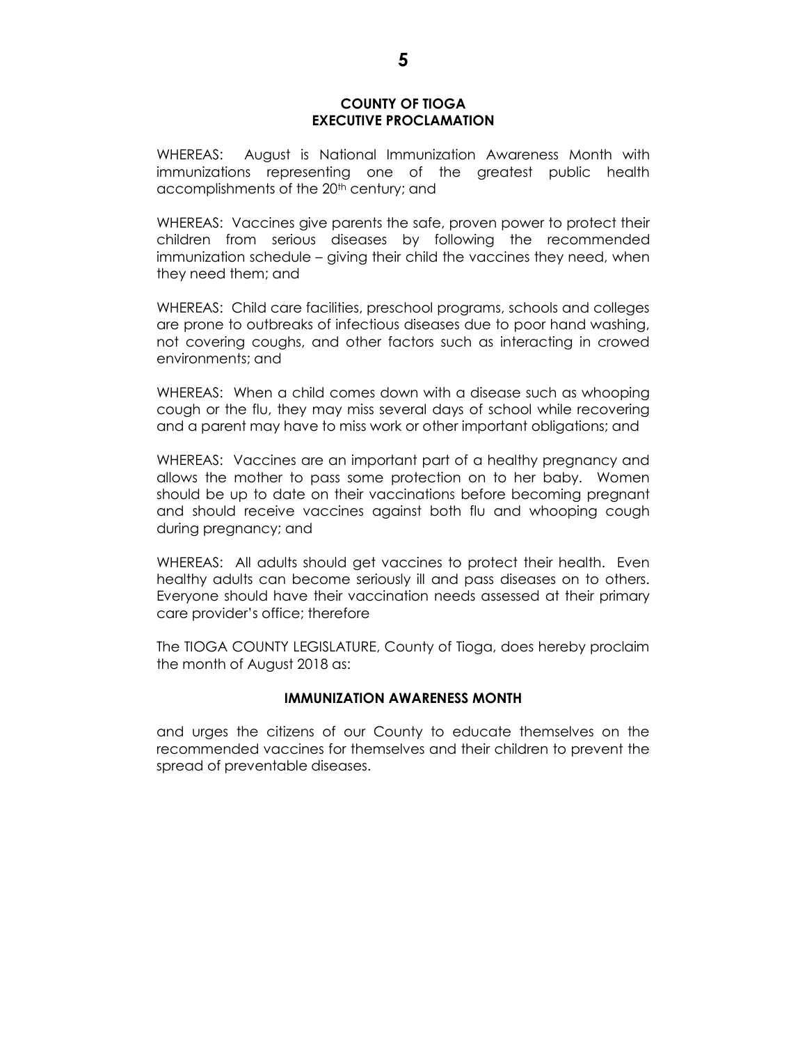**COUNTY OF TIOGA**
**EXECUTIVE PROCLAMATION**

WHEREAS: August is National Immunization Awareness Month with immunizations representing one of the greatest public health accomplishments of the 20th century; and

WHEREAS: Vaccines give parents the safe, proven power to protect their children from serious diseases by following the recommended immunization schedule – giving their child the vaccines they need, when they need them; and

WHEREAS: Child care facilities, preschool programs, schools and colleges are prone to outbreaks of infectious diseases due to poor hand washing, not covering coughs, and other factors such as interacting in crowed environments; and

WHEREAS: When a child comes down with a disease such as whooping cough or the flu, they may miss several days of school while recovering and a parent may have to miss work or other important obligations; and

WHEREAS: Vaccines are an important part of a healthy pregnancy and allows the mother to pass some protection on to her baby. Women should be up to date on their vaccinations before becoming pregnant and should receive vaccines against both flu and whooping cough during pregnancy; and

WHEREAS: All adults should get vaccines to protect their health. Even healthy adults can become seriously ill and pass diseases on to others. Everyone should have their vaccination needs assessed at their primary care provider's office; therefore

The TIOGA COUNTY LEGISLATURE, County of Tioga, does hereby proclaim the month of August 2018 as:

**IMMUNIZATION AWARENESS MONTH**

and urges the citizens of our County to educate themselves on the recommended vaccines for themselves and their children to prevent the spread of preventable diseases.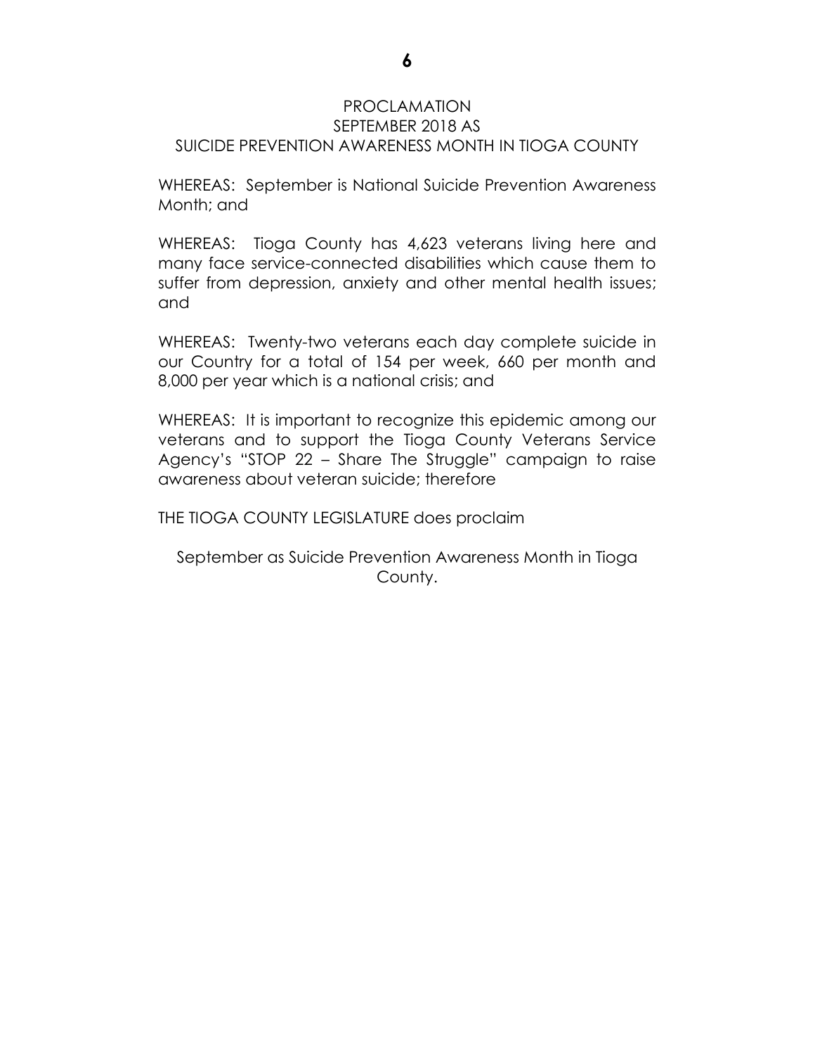# PROCLAMATION
## SEPTEMBER 2018 AS
## SUICIDE PREVENTION AWARENESS MONTH IN TIOGA COUNTY

WHEREAS: September is National Suicide Prevention Awareness Month; and

WHEREAS: Tioga County has 4,623 veterans living here and many face service-connected disabilities which cause them to suffer from depression, anxiety and other mental health issues; and

WHEREAS: Twenty-two veterans each day complete suicide in our Country for a total of 154 per week, 660 per month and 8,000 per year which is a national crisis; and

WHEREAS: It is important to recognize this epidemic among our veterans and to support the Tioga County Veterans Service Agency's "STOP 22 – Share The Struggle" campaign to raise awareness about veteran suicide; therefore

THE TIOGA COUNTY LEGISLATURE does proclaim

September as Suicide Prevention Awareness Month in Tioga County.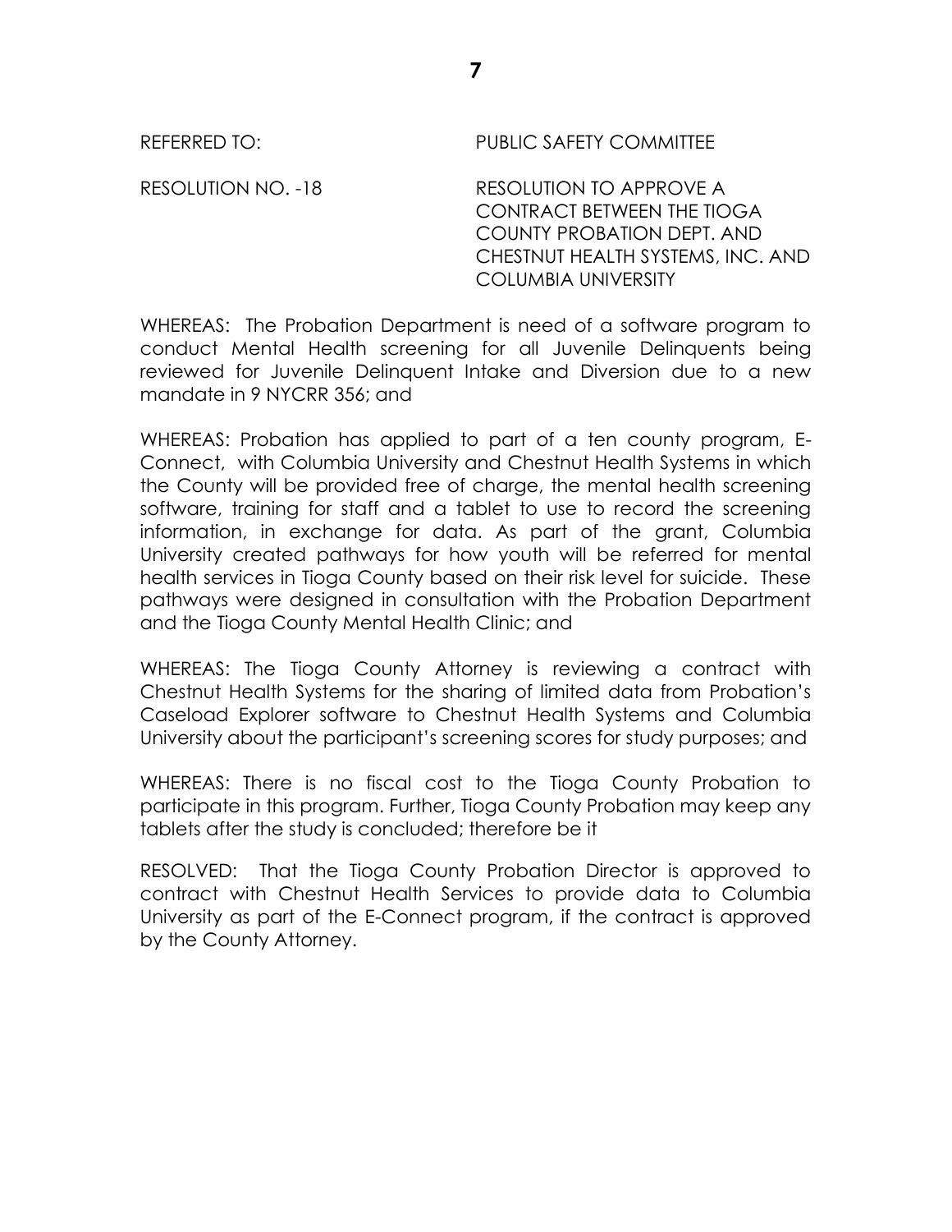REFERRED TO: PUBLIC SAFETY COMMITTEE

RESOLUTION NO. -18 RESOLUTION TO APPROVE A CONTRACT BETWEEN THE TIOGA COUNTY PROBATION DEPT. AND CHESTNUT HEALTH SYSTEMS, INC. AND COLUMBIA UNIVERSITY

WHEREAS: The Probation Department is need of a software program to conduct Mental Health screening for all Juvenile Delinquents being reviewed for Juvenile Delinquent Intake and Diversion due to a new mandate in 9 NYCRR 356; and

WHEREAS: Probation has applied to part of a ten county program, E-Connect, with Columbia University and Chestnut Health Systems in which the County will be provided free of charge, the mental health screening software, training for staff and a tablet to use to record the screening information, in exchange for data. As part of the grant, Columbia University created pathways for how youth will be referred for mental health services in Tioga County based on their risk level for suicide. These pathways were designed in consultation with the Probation Department and the Tioga County Mental Health Clinic; and

WHEREAS: The Tioga County Attorney is reviewing a contract with Chestnut Health Systems for the sharing of limited data from Probation's Caseload Explorer software to Chestnut Health Systems and Columbia University about the participant's screening scores for study purposes; and

WHEREAS: There is no fiscal cost to the Tioga County Probation to participate in this program. Further, Tioga County Probation may keep any tablets after the study is concluded; therefore be it

RESOLVED: That the Tioga County Probation Director is approved to contract with Chestnut Health Services to provide data to Columbia University as part of the E-Connect program, if the contract is approved by the County Attorney.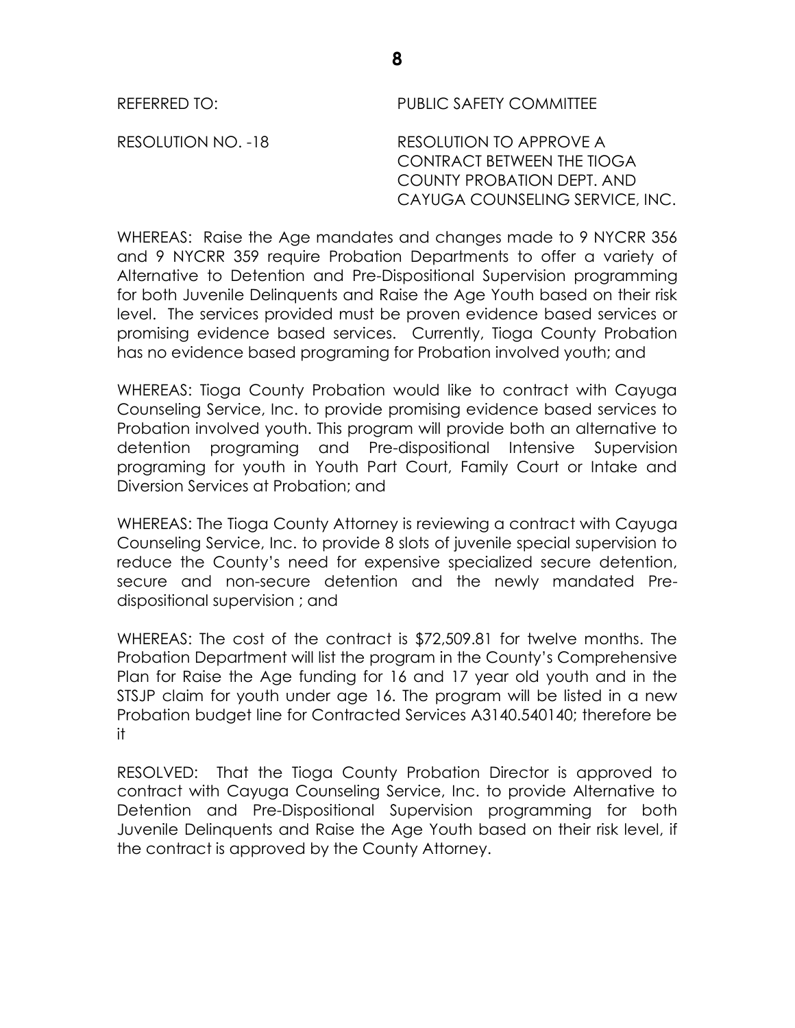REFERRED TO: PUBLIC SAFETY COMMITTEE

RESOLUTION NO. -18 RESOLUTION TO APPROVE A CONTRACT BETWEEN THE TIOGA COUNTY PROBATION DEPT. AND CAYUGA COUNSELING SERVICE, INC.

WHEREAS: Raise the Age mandates and changes made to 9 NYCRR 356 and 9 NYCRR 359 require Probation Departments to offer a variety of Alternative to Detention and Pre-Dispositional Supervision programming for both Juvenile Delinquents and Raise the Age Youth based on their risk level. The services provided must be proven evidence based services or promising evidence based services. Currently, Tioga County Probation has no evidence based programing for Probation involved youth; and

WHEREAS: Tioga County Probation would like to contract with Cayuga Counseling Service, Inc. to provide promising evidence based services to Probation involved youth. This program will provide both an alternative to detention programing and Pre-dispositional Intensive Supervision programing for youth in Youth Part Court, Family Court or Intake and Diversion Services at Probation; and

WHEREAS: The Tioga County Attorney is reviewing a contract with Cayuga Counseling Service, Inc. to provide 8 slots of juvenile special supervision to reduce the County's need for expensive specialized secure detention, secure and non-secure detention and the newly mandated Pre-dispositional supervision ; and

WHEREAS: The cost of the contract is $72,509.81 for twelve months. The Probation Department will list the program in the County's Comprehensive Plan for Raise the Age funding for 16 and 17 year old youth and in the STSJP claim for youth under age 16. The program will be listed in a new Probation budget line for Contracted Services A3140.540140; therefore be it

RESOLVED: That the Tioga County Probation Director is approved to contract with Cayuga Counseling Service, Inc. to provide Alternative to Detention and Pre-Dispositional Supervision programming for both Juvenile Delinquents and Raise the Age Youth based on their risk level, if the contract is approved by the County Attorney.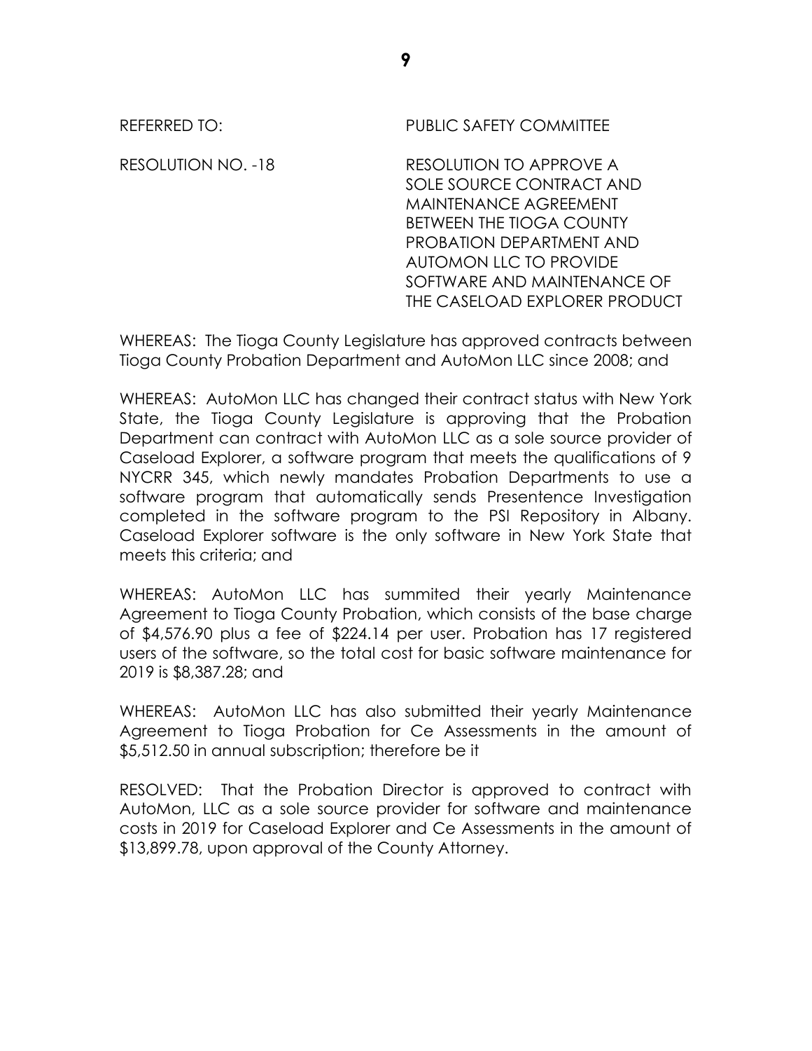REFERRED TO: PUBLIC SAFETY COMMITTEE

RESOLUTION NO. -18 RESOLUTION TO APPROVE A SOLE SOURCE CONTRACT AND MAINTENANCE AGREEMENT BETWEEN THE TIOGA COUNTY PROBATION DEPARTMENT AND AUTOMON LLC TO PROVIDE SOFTWARE AND MAINTENANCE OF THE CASELOAD EXPLORER PRODUCT

WHEREAS: The Tioga County Legislature has approved contracts between Tioga County Probation Department and AutoMon LLC since 2008; and

WHEREAS: AutoMon LLC has changed their contract status with New York State, the Tioga County Legislature is approving that the Probation Department can contract with AutoMon LLC as a sole source provider of Caseload Explorer, a software program that meets the qualifications of 9 NYCRR 345, which newly mandates Probation Departments to use a software program that automatically sends Presentence Investigation completed in the software program to the PSI Repository in Albany. Caseload Explorer software is the only software in New York State that meets this criteria; and

WHEREAS: AutoMon LLC has summited their yearly Maintenance Agreement to Tioga County Probation, which consists of the base charge of $4,576.90 plus a fee of $224.14 per user. Probation has 17 registered users of the software, so the total cost for basic software maintenance for 2019 is $8,387.28; and

WHEREAS: AutoMon LLC has also submitted their yearly Maintenance Agreement to Tioga Probation for Ce Assessments in the amount of $5,512.50 in annual subscription; therefore be it

RESOLVED: That the Probation Director is approved to contract with AutoMon, LLC as a sole source provider for software and maintenance costs in 2019 for Caseload Explorer and Ce Assessments in the amount of $13,899.78, upon approval of the County Attorney.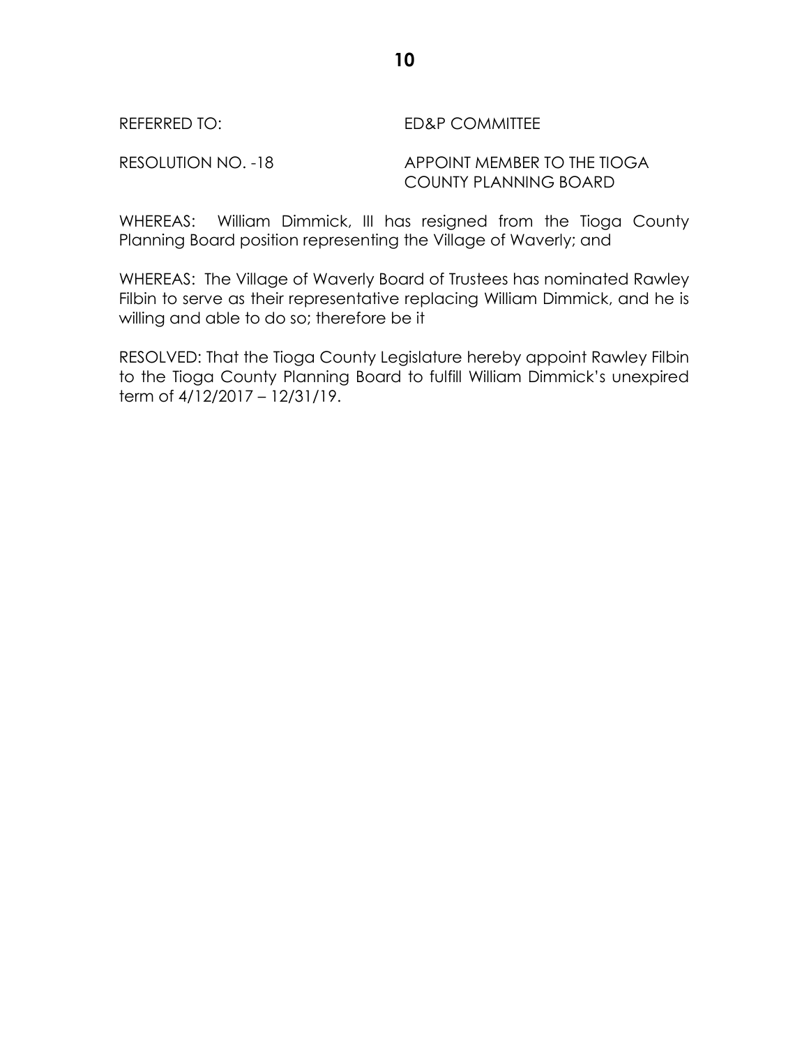REFERRED TO: ED&P COMMITTEE

RESOLUTION NO. -18 APPOINT MEMBER TO THE TIOGA COUNTY PLANNING BOARD

WHEREAS: William Dimmick, III has resigned from the Tioga County Planning Board position representing the Village of Waverly; and

WHEREAS: The Village of Waverly Board of Trustees has nominated Rawley Filbin to serve as their representative replacing William Dimmick, and he is willing and able to do so; therefore be it

RESOLVED: That the Tioga County Legislature hereby appoint Rawley Filbin to the Tioga County Planning Board to fulfill William Dimmick's unexpired term of 4/12/2017 – 12/31/19.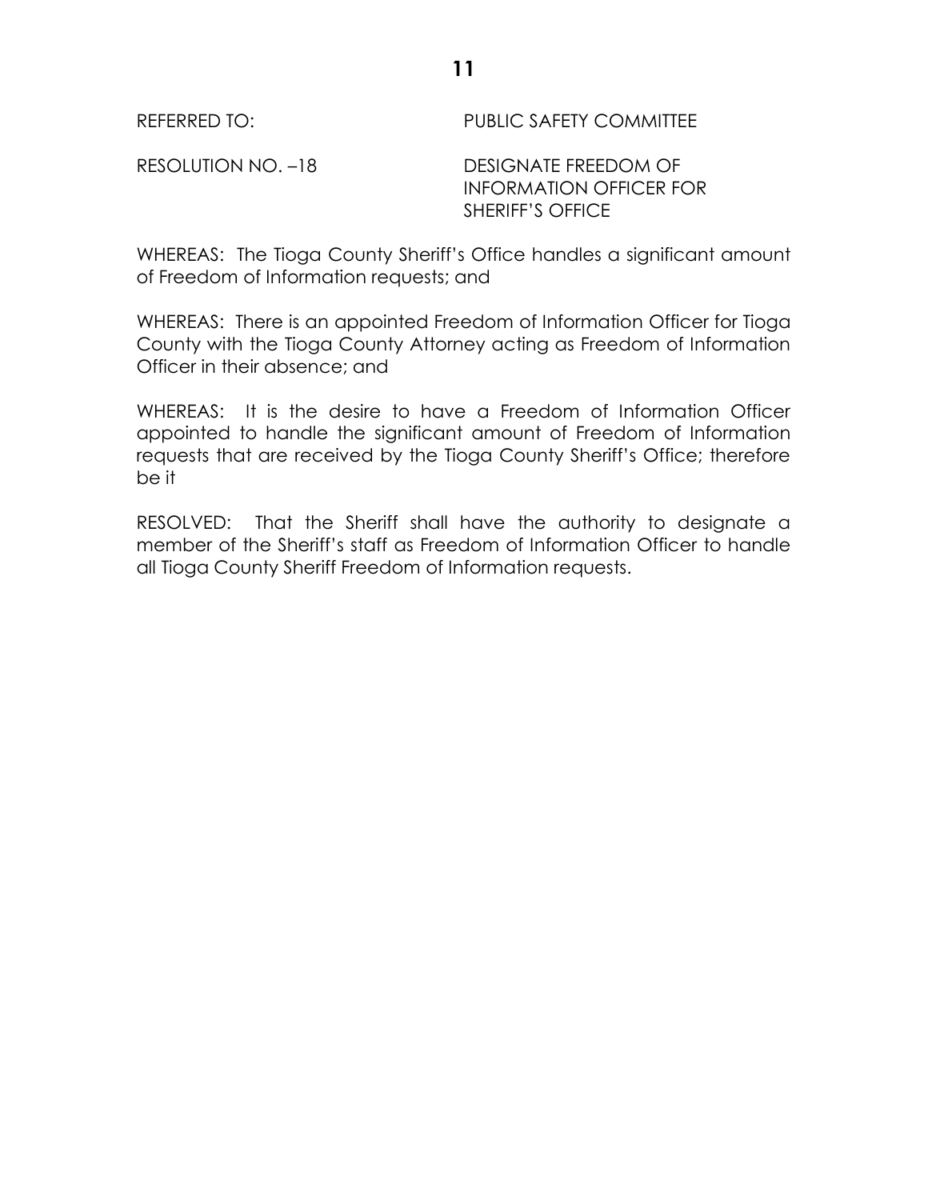REFERRED TO: PUBLIC SAFETY COMMITTEE

RESOLUTION NO. –18 DESIGNATE FREEDOM OF INFORMATION OFFICER FOR SHERIFF'S OFFICE

WHEREAS: The Tioga County Sheriff's Office handles a significant amount of Freedom of Information requests; and

WHEREAS: There is an appointed Freedom of Information Officer for Tioga County with the Tioga County Attorney acting as Freedom of Information Officer in their absence; and

WHEREAS: It is the desire to have a Freedom of Information Officer appointed to handle the significant amount of Freedom of Information requests that are received by the Tioga County Sheriff's Office; therefore be it

RESOLVED: That the Sheriff shall have the authority to designate a member of the Sheriff's staff as Freedom of Information Officer to handle all Tioga County Sheriff Freedom of Information requests.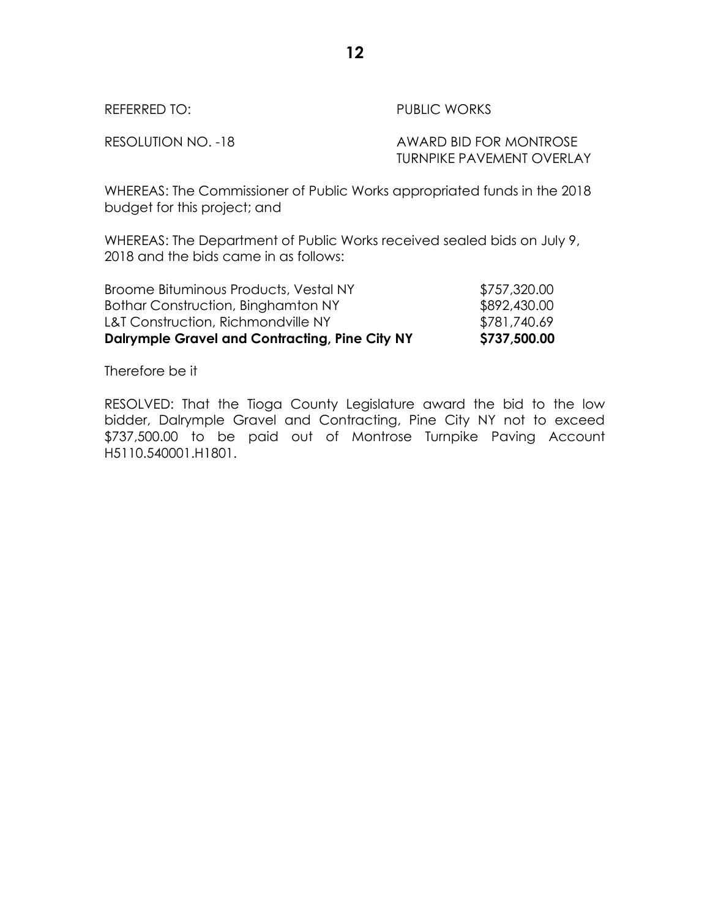REFERRED TO: PUBLIC WORKS

RESOLUTION NO. -18 AWARD BID FOR MONTROSE TURNPIKE PAVEMENT OVERLAY

WHEREAS: The Commissioner of Public Works appropriated funds in the 2018 budget for this project; and

WHEREAS: The Department of Public Works received sealed bids on July 9, 2018 and the bids came in as follows:

| | |
|---|---|
| Broome Bituminous Products, Vestal NY | $757,320.00 |
| Bothar Construction, Binghamton NY | $892,430.00 |
| L&T Construction, Richmondville NY | $781,740.69 |
| **Dalrymple Gravel and Contracting, Pine City NY** | **$737,500.00** |

Therefore be it

RESOLVED: That the Tioga County Legislature award the bid to the low bidder, Dalrymple Gravel and Contracting, Pine City NY not to exceed $737,500.00 to be paid out of Montrose Turnpike Paving Account H5110.540001.H1801.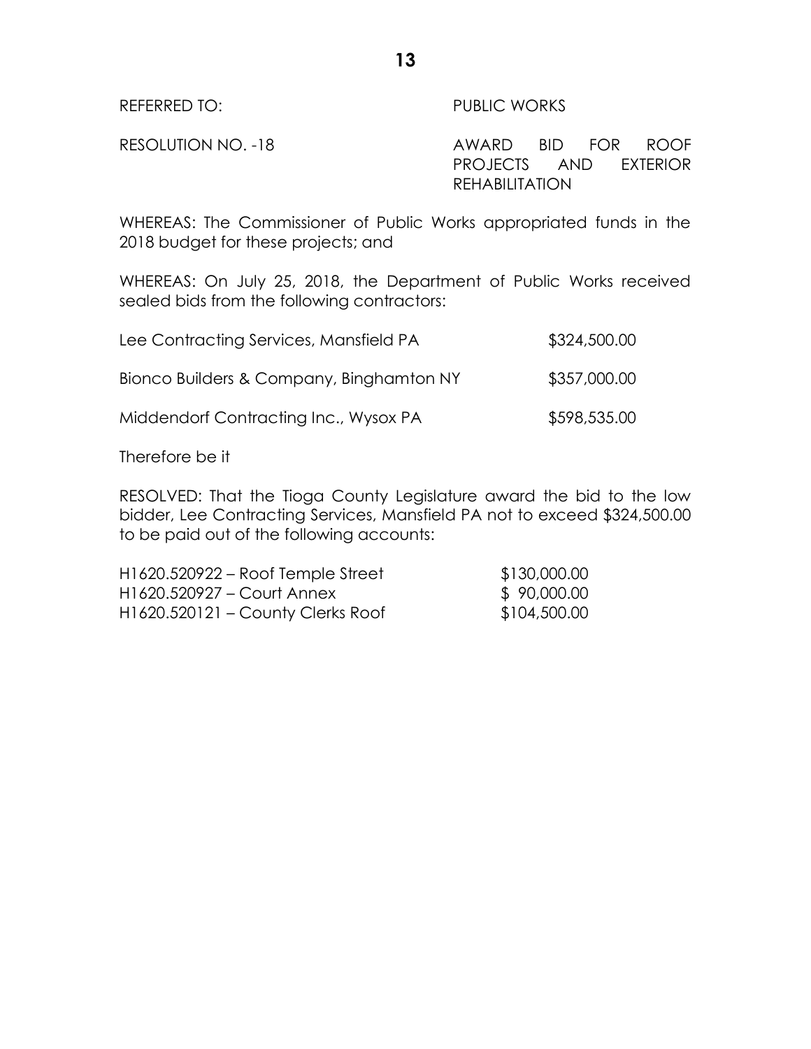REFERRED TO: PUBLIC WORKS

RESOLUTION NO. -18 AWARD BID FOR ROOF PROJECTS AND EXTERIOR REHABILITATION

WHEREAS: The Commissioner of Public Works appropriated funds in the 2018 budget for these projects; and

WHEREAS: On July 25, 2018, the Department of Public Works received sealed bids from the following contractors:

| | |
|---|---|
| Lee Contracting Services, Mansfield PA | \$324,500.00 |
| Bionco Builders & Company, Binghamton NY | \$357,000.00 |
| Middendorf Contracting Inc., Wysox PA | \$598,535.00 |

Therefore be it

RESOLVED: That the Tioga County Legislature award the bid to the low bidder, Lee Contracting Services, Mansfield PA not to exceed \$324,500.00 to be paid out of the following accounts:

| | |
|---|---|
| H1620.520922 – Roof Temple Street | \$130,000.00 |
| H1620.520927 – Court Annex | \$ 90,000.00 |
| H1620.520121 – County Clerks Roof | \$104,500.00 |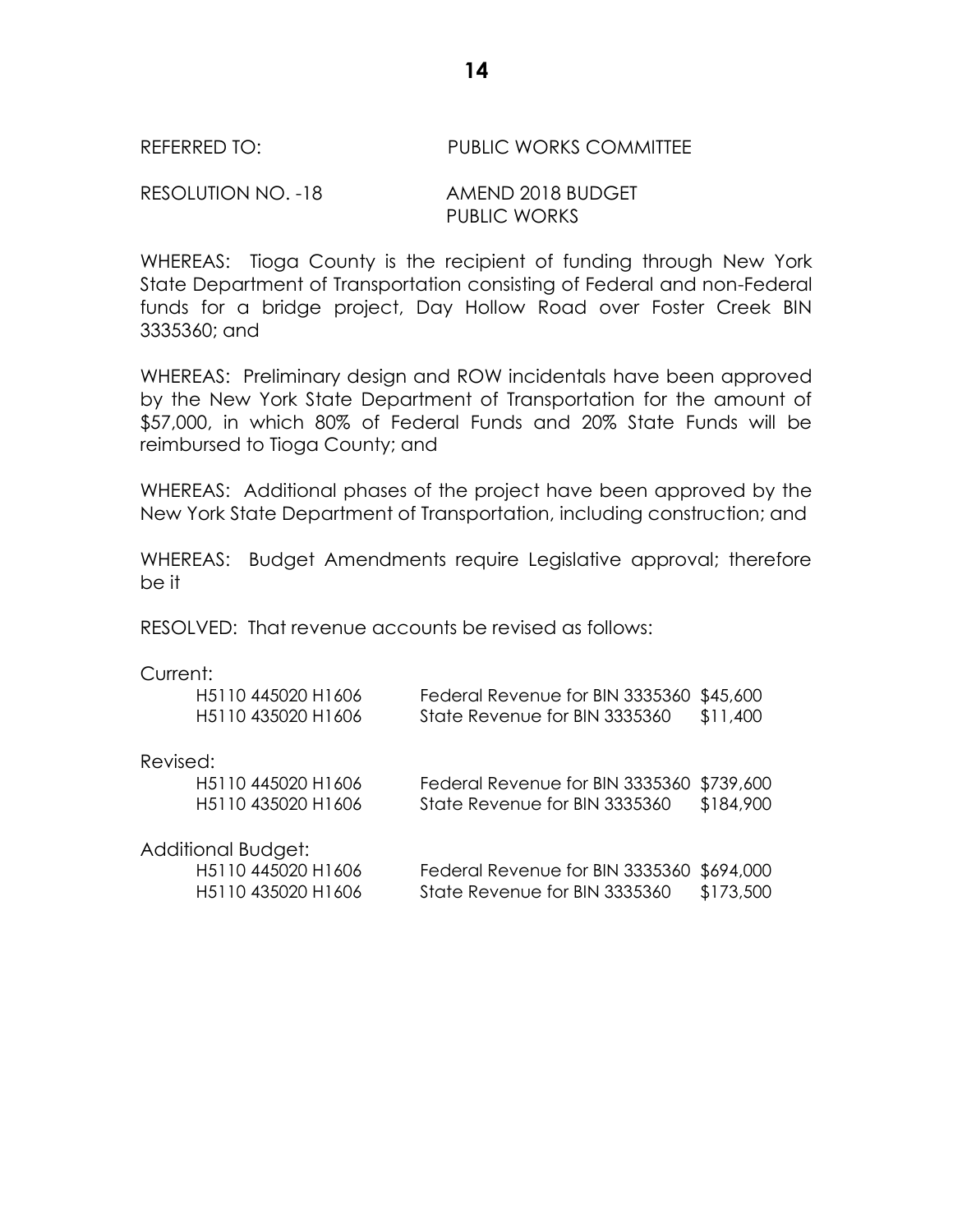REFERRED TO: PUBLIC WORKS COMMITTEE

RESOLUTION NO. -18 AMEND 2018 BUDGET
PUBLIC WORKS

WHEREAS: Tioga County is the recipient of funding through New York State Department of Transportation consisting of Federal and non-Federal funds for a bridge project, Day Hollow Road over Foster Creek BIN 3335360; and

WHEREAS: Preliminary design and ROW incidentals have been approved by the New York State Department of Transportation for the amount of $57,000, in which 80% of Federal Funds and 20% State Funds will be reimbursed to Tioga County; and

WHEREAS: Additional phases of the project have been approved by the New York State Department of Transportation, including construction; and

WHEREAS: Budget Amendments require Legislative approval; therefore be it

RESOLVED: That revenue accounts be revised as follows:

Current:

| | | |
|---|---|---|
| H5110 445020 H1606 | Federal Revenue for BIN 3335360 | $45,600 |
| H5110 435020 H1606 | State Revenue for BIN 3335360 | $11,400 |

Revised:

| | | |
|---|---|---|
| H5110 445020 H1606 | Federal Revenue for BIN 3335360 | $739,600 |
| H5110 435020 H1606 | State Revenue for BIN 3335360 | $184,900 |

Additional Budget:

| | | |
|---|---|---|
| H5110 445020 H1606 | Federal Revenue for BIN 3335360 | $694,000 |
| H5110 435020 H1606 | State Revenue for BIN 3335360 | $173,500 |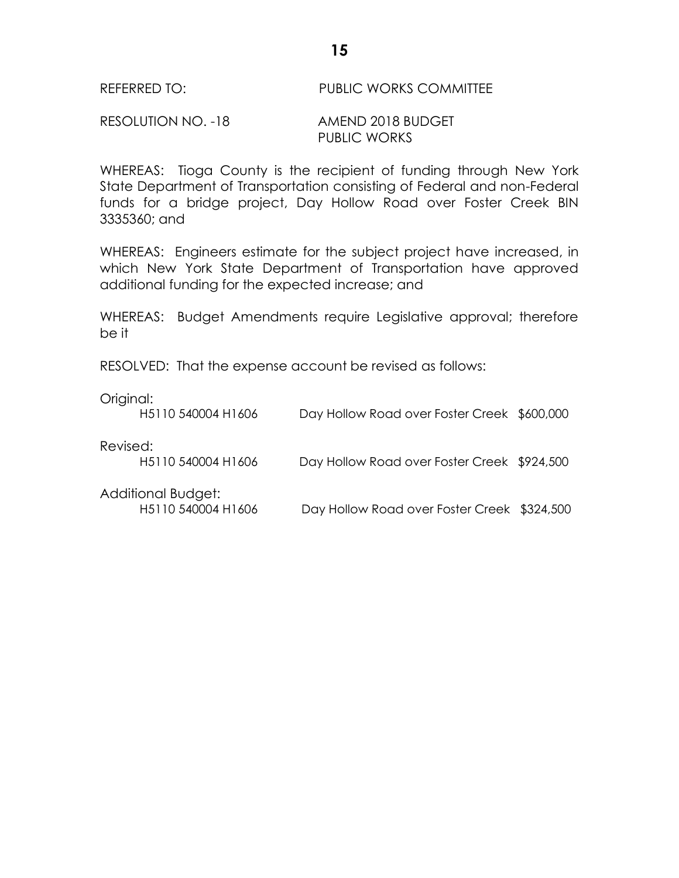REFERRED TO: PUBLIC WORKS COMMITTEE

RESOLUTION NO. -18 AMEND 2018 BUDGET
PUBLIC WORKS

WHEREAS: Tioga County is the recipient of funding through New York State Department of Transportation consisting of Federal and non-Federal funds for a bridge project, Day Hollow Road over Foster Creek BIN 3335360; and

WHEREAS: Engineers estimate for the subject project have increased, in which New York State Department of Transportation have approved additional funding for the expected increase; and

WHEREAS: Budget Amendments require Legislative approval; therefore be it

RESOLVED: That the expense account be revised as follows:

Original:

| H5110 540004 H1606 | Day Hollow Road over Foster Creek | $600,000 |
|---|---|---|

Revised:

| H5110 540004 H1606 | Day Hollow Road over Foster Creek | $924,500 |
|---|---|---|

Additional Budget:

| H5110 540004 H1606 | Day Hollow Road over Foster Creek | $324,500 |
|---|---|---|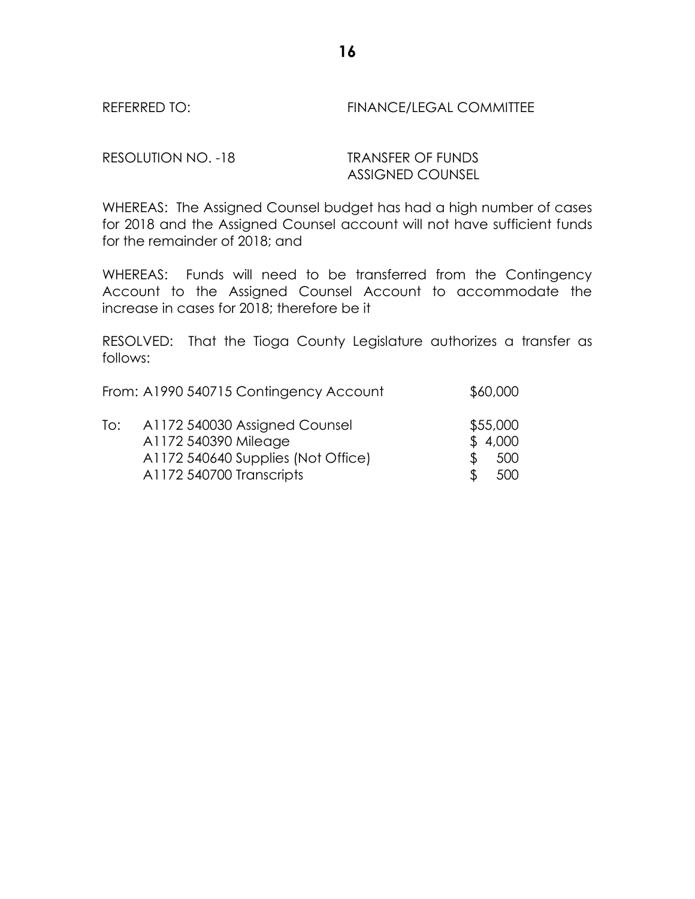REFERRED TO: FINANCE/LEGAL COMMITTEE

RESOLUTION NO. -18 TRANSFER OF FUNDS
ASSIGNED COUNSEL

WHEREAS: The Assigned Counsel budget has had a high number of cases for 2018 and the Assigned Counsel account will not have sufficient funds for the remainder of 2018; and

WHEREAS: Funds will need to be transferred from the Contingency Account to the Assigned Counsel Account to accommodate the increase in cases for 2018; therefore be it

RESOLVED: That the Tioga County Legislature authorizes a transfer as follows:

| | | |
|---|---|---|
| From: | A1990 540715 Contingency Account | $60,000 |
| To: | A1172 540030 Assigned Counsel | $55,000 |
| | A1172 540390 Mileage | $ 4,000 |
| | A1172 540640 Supplies (Not Office) | $ 500 |
| | A1172 540700 Transcripts | $ 500 |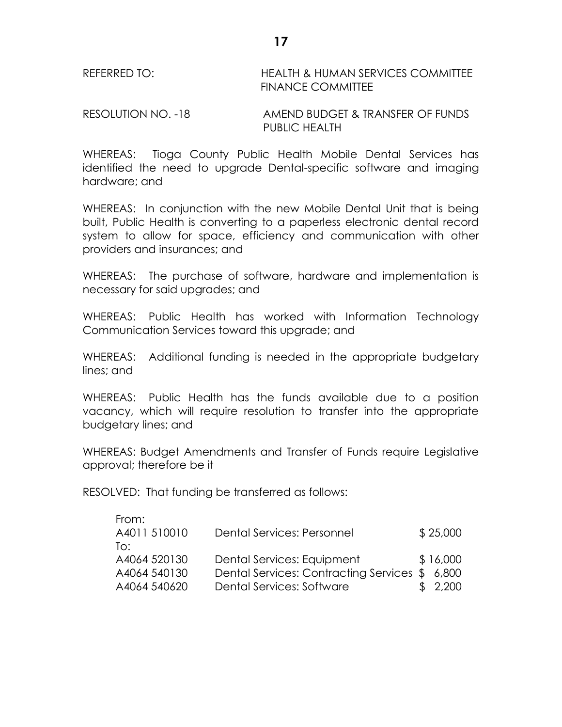REFERRED TO: HEALTH & HUMAN SERVICES COMMITTEE
FINANCE COMMITTEE

RESOLUTION NO. -18 AMEND BUDGET & TRANSFER OF FUNDS
PUBLIC HEALTH

WHEREAS: Tioga County Public Health Mobile Dental Services has identified the need to upgrade Dental-specific software and imaging hardware; and

WHEREAS: In conjunction with the new Mobile Dental Unit that is being built, Public Health is converting to a paperless electronic dental record system to allow for space, efficiency and communication with other providers and insurances; and

WHEREAS: The purchase of software, hardware and implementation is necessary for said upgrades; and

WHEREAS: Public Health has worked with Information Technology Communication Services toward this upgrade; and

WHEREAS: Additional funding is needed in the appropriate budgetary lines; and

WHEREAS: Public Health has the funds available due to a position vacancy, which will require resolution to transfer into the appropriate budgetary lines; and

WHEREAS: Budget Amendments and Transfer of Funds require Legislative approval; therefore be it

RESOLVED: That funding be transferred as follows:

| | | |
|---|---|---|
| From: | | |
| A4011 510010 | Dental Services: Personnel | $ 25,000 |
| To: | | |
| A4064 520130 | Dental Services: Equipment | $ 16,000 |
| A4064 540130 | Dental Services: Contracting Services | $ 6,800 |
| A4064 540620 | Dental Services: Software | $ 2,200 |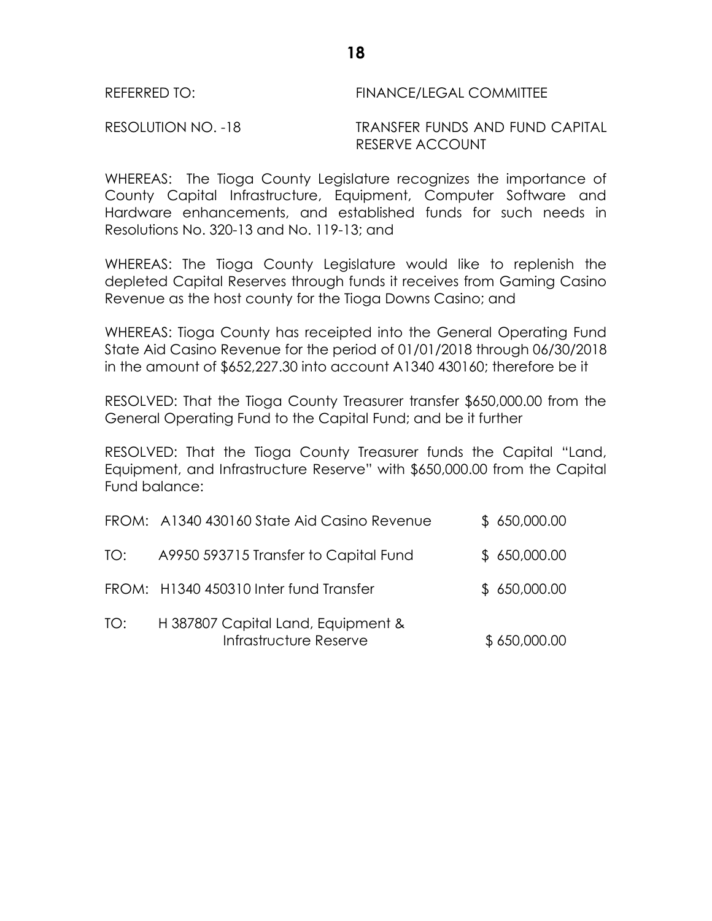REFERRED TO: FINANCE/LEGAL COMMITTEE

RESOLUTION NO. -18 TRANSFER FUNDS AND FUND CAPITAL RESERVE ACCOUNT

WHEREAS: The Tioga County Legislature recognizes the importance of County Capital Infrastructure, Equipment, Computer Software and Hardware enhancements, and established funds for such needs in Resolutions No. 320-13 and No. 119-13; and

WHEREAS: The Tioga County Legislature would like to replenish the depleted Capital Reserves through funds it receives from Gaming Casino Revenue as the host county for the Tioga Downs Casino; and

WHEREAS: Tioga County has receipted into the General Operating Fund State Aid Casino Revenue for the period of 01/01/2018 through 06/30/2018 in the amount of $652,227.30 into account A1340 430160; therefore be it

RESOLVED: That the Tioga County Treasurer transfer $650,000.00 from the General Operating Fund to the Capital Fund; and be it further

RESOLVED: That the Tioga County Treasurer funds the Capital "Land, Equipment, and Infrastructure Reserve" with $650,000.00 from the Capital Fund balance:

| | | |
|---|---|---|
| FROM: | A1340 430160 State Aid Casino Revenue | $ 650,000.00 |
| TO: | A9950 593715 Transfer to Capital Fund | $ 650,000.00 |
| FROM: | H1340 450310 Inter fund Transfer | $ 650,000.00 |
| TO: | H 387807 Capital Land, Equipment & Infrastructure Reserve | $ 650,000.00 |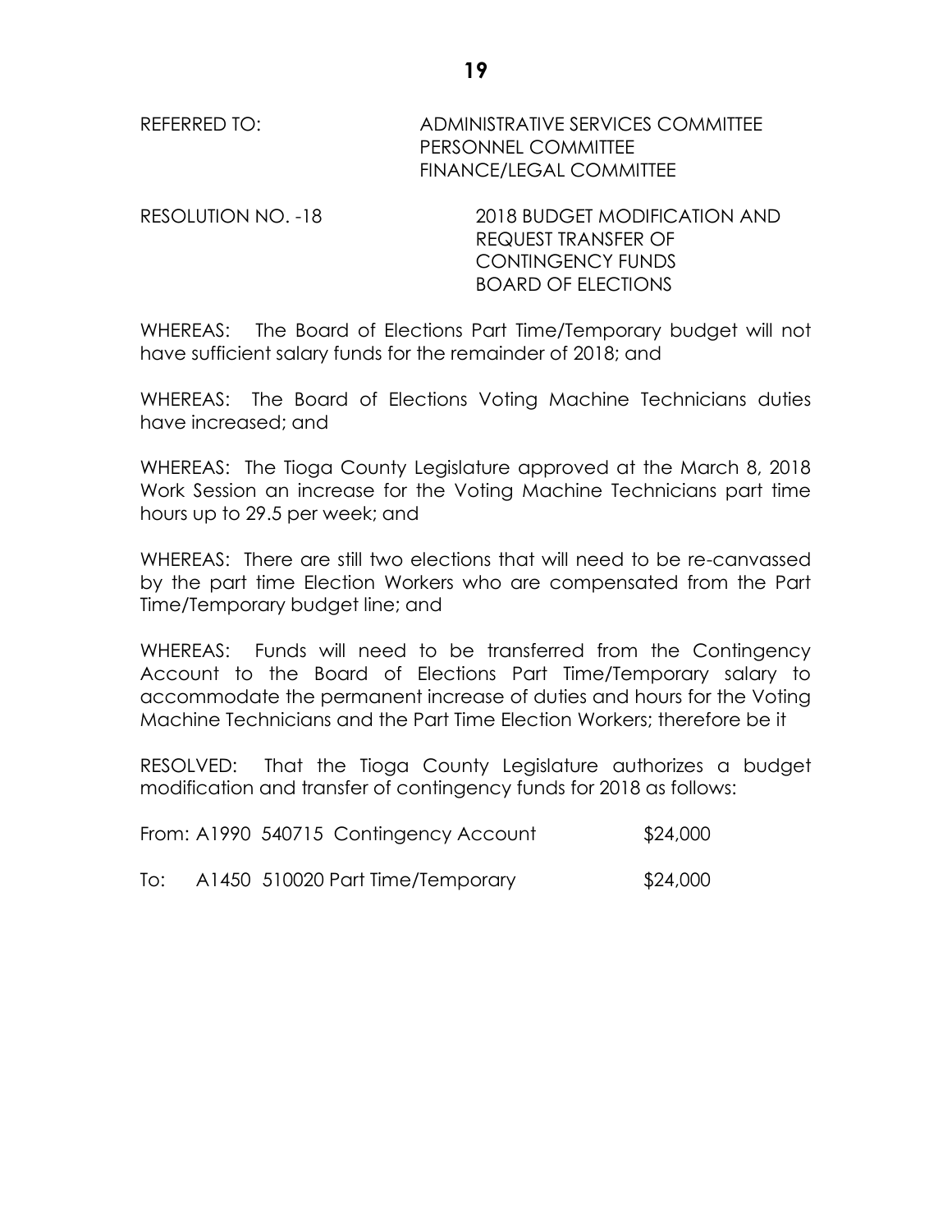REFERRED TO: ADMINISTRATIVE SERVICES COMMITTEE
PERSONNEL COMMITTEE
FINANCE/LEGAL COMMITTEE

RESOLUTION NO. -18 2018 BUDGET MODIFICATION AND
REQUEST TRANSFER OF
CONTINGENCY FUNDS
BOARD OF ELECTIONS

WHEREAS: The Board of Elections Part Time/Temporary budget will not have sufficient salary funds for the remainder of 2018; and

WHEREAS: The Board of Elections Voting Machine Technicians duties have increased; and

WHEREAS: The Tioga County Legislature approved at the March 8, 2018 Work Session an increase for the Voting Machine Technicians part time hours up to 29.5 per week; and

WHEREAS: There are still two elections that will need to be re-canvassed by the part time Election Workers who are compensated from the Part Time/Temporary budget line; and

WHEREAS: Funds will need to be transferred from the Contingency Account to the Board of Elections Part Time/Temporary salary to accommodate the permanent increase of duties and hours for the Voting Machine Technicians and the Part Time Election Workers; therefore be it

RESOLVED: That the Tioga County Legislature authorizes a budget modification and transfer of contingency funds for 2018 as follows:

From: A1990 540715 Contingency Account $24,000

To: A1450 510020 Part Time/Temporary $24,000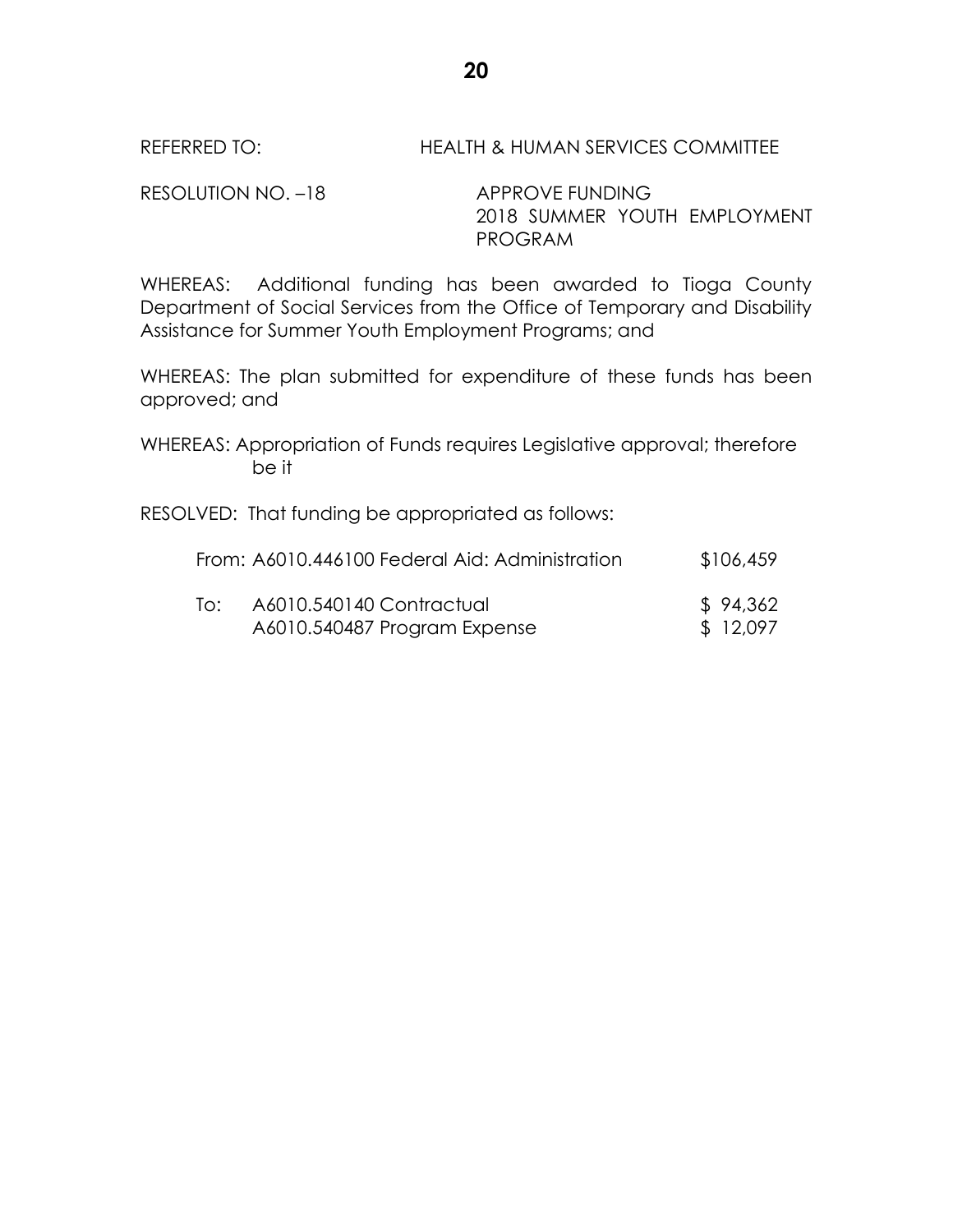REFERRED TO: HEALTH & HUMAN SERVICES COMMITTEE

RESOLUTION NO. –18 APPROVE FUNDING
2018 SUMMER YOUTH EMPLOYMENT PROGRAM

WHEREAS: Additional funding has been awarded to Tioga County Department of Social Services from the Office of Temporary and Disability Assistance for Summer Youth Employment Programs; and

WHEREAS: The plan submitted for expenditure of these funds has been approved; and

WHEREAS: Appropriation of Funds requires Legislative approval; therefore be it

RESOLVED: That funding be appropriated as follows:

| | | |
|---|---|---|
| From: | A6010.446100 Federal Aid: Administration | $106,459 |
| To: | A6010.540140 Contractual | $ 94,362 |
| | A6010.540487 Program Expense | $ 12,097 |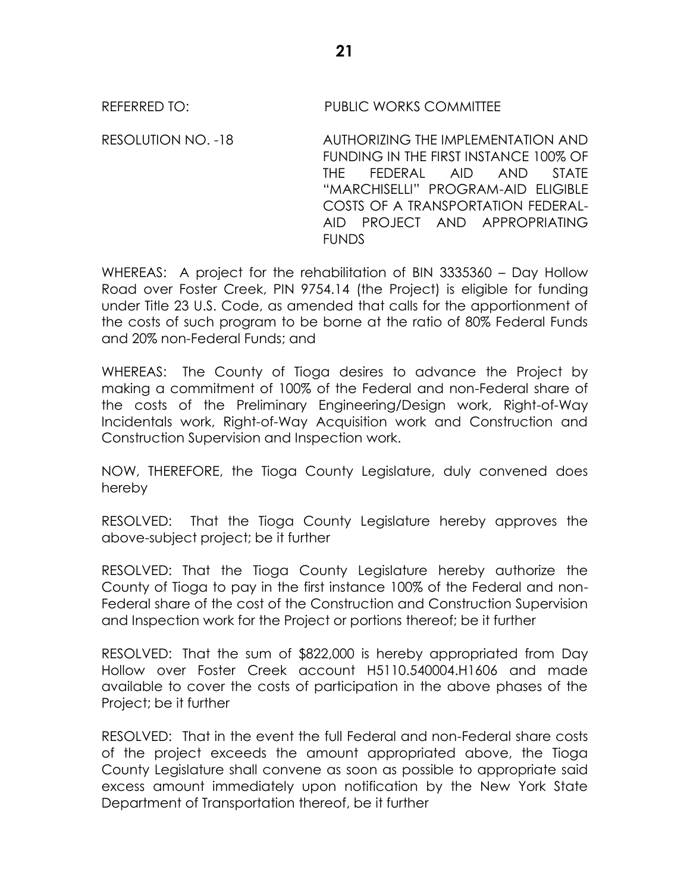REFERRED TO: PUBLIC WORKS COMMITTEE

RESOLUTION NO. -18 AUTHORIZING THE IMPLEMENTATION AND FUNDING IN THE FIRST INSTANCE 100% OF THE FEDERAL AID AND STATE "MARCHISELLI" PROGRAM-AID ELIGIBLE COSTS OF A TRANSPORTATION FEDERAL-AID PROJECT AND APPROPRIATING FUNDS

WHEREAS: A project for the rehabilitation of BIN 3335360 – Day Hollow Road over Foster Creek, PIN 9754.14 (the Project) is eligible for funding under Title 23 U.S. Code, as amended that calls for the apportionment of the costs of such program to be borne at the ratio of 80% Federal Funds and 20% non-Federal Funds; and

WHEREAS: The County of Tioga desires to advance the Project by making a commitment of 100% of the Federal and non-Federal share of the costs of the Preliminary Engineering/Design work, Right-of-Way Incidentals work, Right-of-Way Acquisition work and Construction and Construction Supervision and Inspection work.

NOW, THEREFORE, the Tioga County Legislature, duly convened does hereby

RESOLVED: That the Tioga County Legislature hereby approves the above-subject project; be it further

RESOLVED: That the Tioga County Legislature hereby authorize the County of Tioga to pay in the first instance 100% of the Federal and non-Federal share of the cost of the Construction and Construction Supervision and Inspection work for the Project or portions thereof; be it further

RESOLVED: That the sum of $822,000 is hereby appropriated from Day Hollow over Foster Creek account H5110.540004.H1606 and made available to cover the costs of participation in the above phases of the Project; be it further

RESOLVED: That in the event the full Federal and non-Federal share costs of the project exceeds the amount appropriated above, the Tioga County Legislature shall convene as soon as possible to appropriate said excess amount immediately upon notification by the New York State Department of Transportation thereof, be it further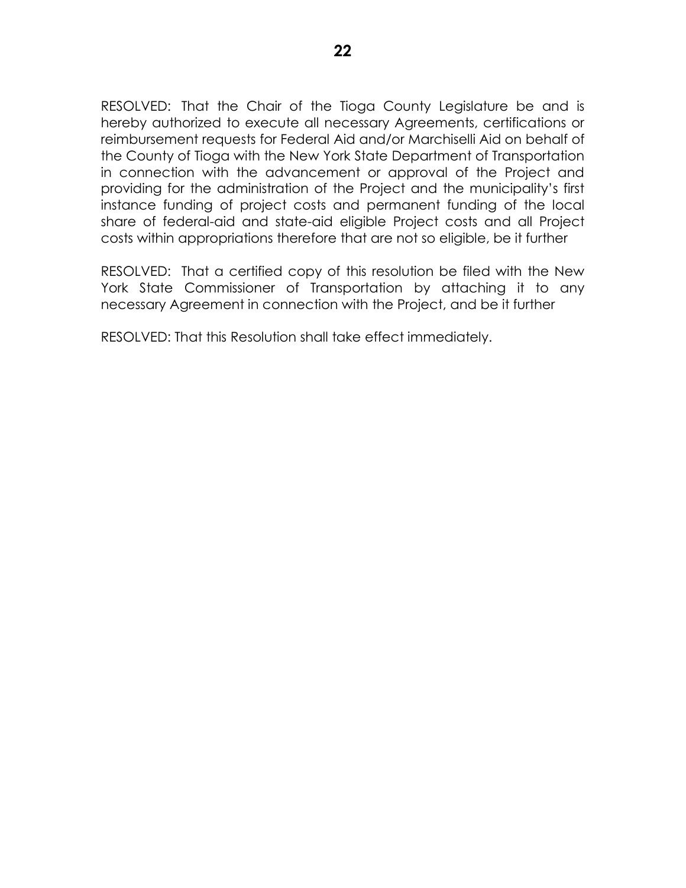RESOLVED: That the Chair of the Tioga County Legislature be and is hereby authorized to execute all necessary Agreements, certifications or reimbursement requests for Federal Aid and/or Marchiselli Aid on behalf of the County of Tioga with the New York State Department of Transportation in connection with the advancement or approval of the Project and providing for the administration of the Project and the municipality's first instance funding of project costs and permanent funding of the local share of federal-aid and state-aid eligible Project costs and all Project costs within appropriations therefore that are not so eligible, be it further

RESOLVED: That a certified copy of this resolution be filed with the New York State Commissioner of Transportation by attaching it to any necessary Agreement in connection with the Project, and be it further

RESOLVED: That this Resolution shall take effect immediately.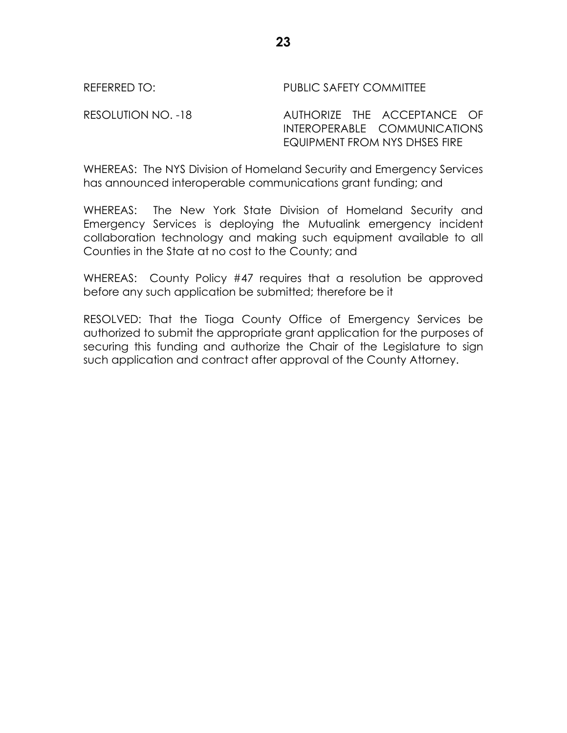REFERRED TO: PUBLIC SAFETY COMMITTEE

RESOLUTION NO. -18 AUTHORIZE THE ACCEPTANCE OF INTEROPERABLE COMMUNICATIONS EQUIPMENT FROM NYS DHSES FIRE

WHEREAS: The NYS Division of Homeland Security and Emergency Services has announced interoperable communications grant funding; and

WHEREAS: The New York State Division of Homeland Security and Emergency Services is deploying the Mutualink emergency incident collaboration technology and making such equipment available to all Counties in the State at no cost to the County; and

WHEREAS: County Policy #47 requires that a resolution be approved before any such application be submitted; therefore be it

RESOLVED: That the Tioga County Office of Emergency Services be authorized to submit the appropriate grant application for the purposes of securing this funding and authorize the Chair of the Legislature to sign such application and contract after approval of the County Attorney.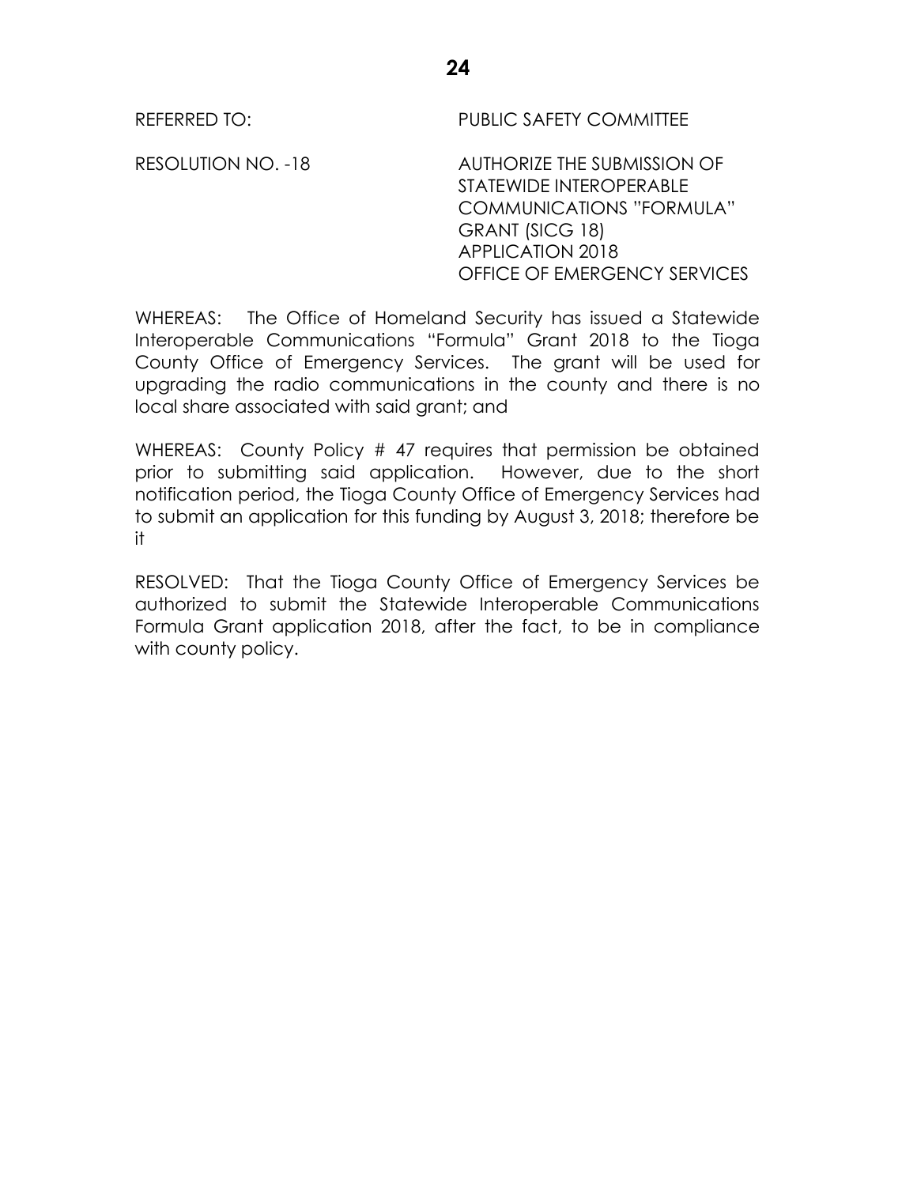REFERRED TO: PUBLIC SAFETY COMMITTEE

RESOLUTION NO. -18 AUTHORIZE THE SUBMISSION OF STATEWIDE INTEROPERABLE COMMUNICATIONS "FORMULA" GRANT (SICG 18) APPLICATION 2018 OFFICE OF EMERGENCY SERVICES

WHEREAS: The Office of Homeland Security has issued a Statewide Interoperable Communications "Formula" Grant 2018 to the Tioga County Office of Emergency Services. The grant will be used for upgrading the radio communications in the county and there is no local share associated with said grant; and

WHEREAS: County Policy # 47 requires that permission be obtained prior to submitting said application. However, due to the short notification period, the Tioga County Office of Emergency Services had to submit an application for this funding by August 3, 2018; therefore be it

RESOLVED: That the Tioga County Office of Emergency Services be authorized to submit the Statewide Interoperable Communications Formula Grant application 2018, after the fact, to be in compliance with county policy.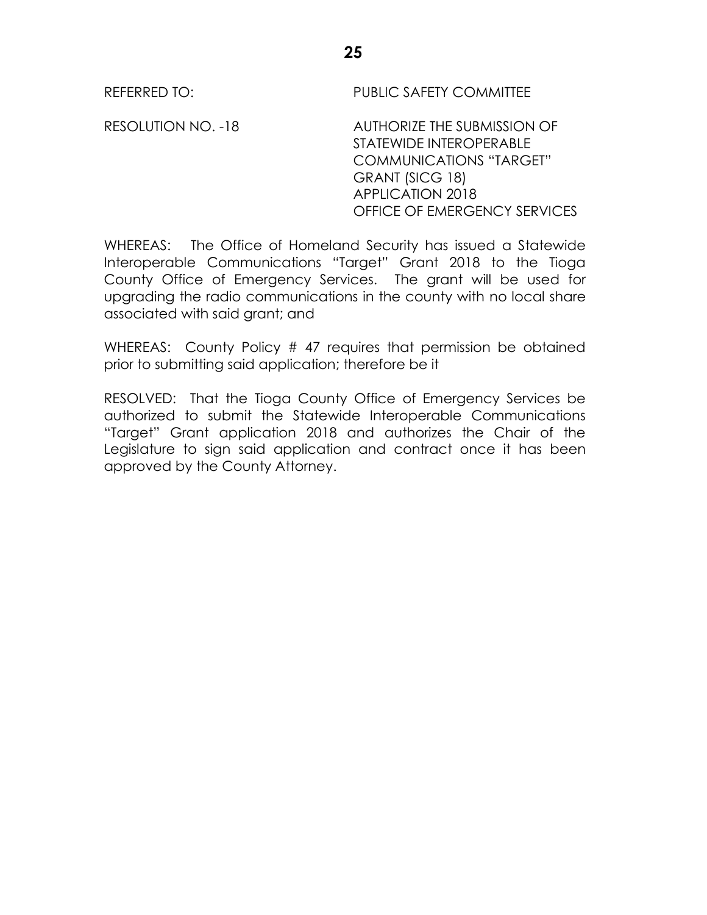REFERRED TO: PUBLIC SAFETY COMMITTEE

RESOLUTION NO. -18 AUTHORIZE THE SUBMISSION OF STATEWIDE INTEROPERABLE COMMUNICATIONS "TARGET" GRANT (SICG 18) APPLICATION 2018 OFFICE OF EMERGENCY SERVICES

WHEREAS: The Office of Homeland Security has issued a Statewide Interoperable Communications "Target" Grant 2018 to the Tioga County Office of Emergency Services. The grant will be used for upgrading the radio communications in the county with no local share associated with said grant; and

WHEREAS: County Policy # 47 requires that permission be obtained prior to submitting said application; therefore be it

RESOLVED: That the Tioga County Office of Emergency Services be authorized to submit the Statewide Interoperable Communications "Target" Grant application 2018 and authorizes the Chair of the Legislature to sign said application and contract once it has been approved by the County Attorney.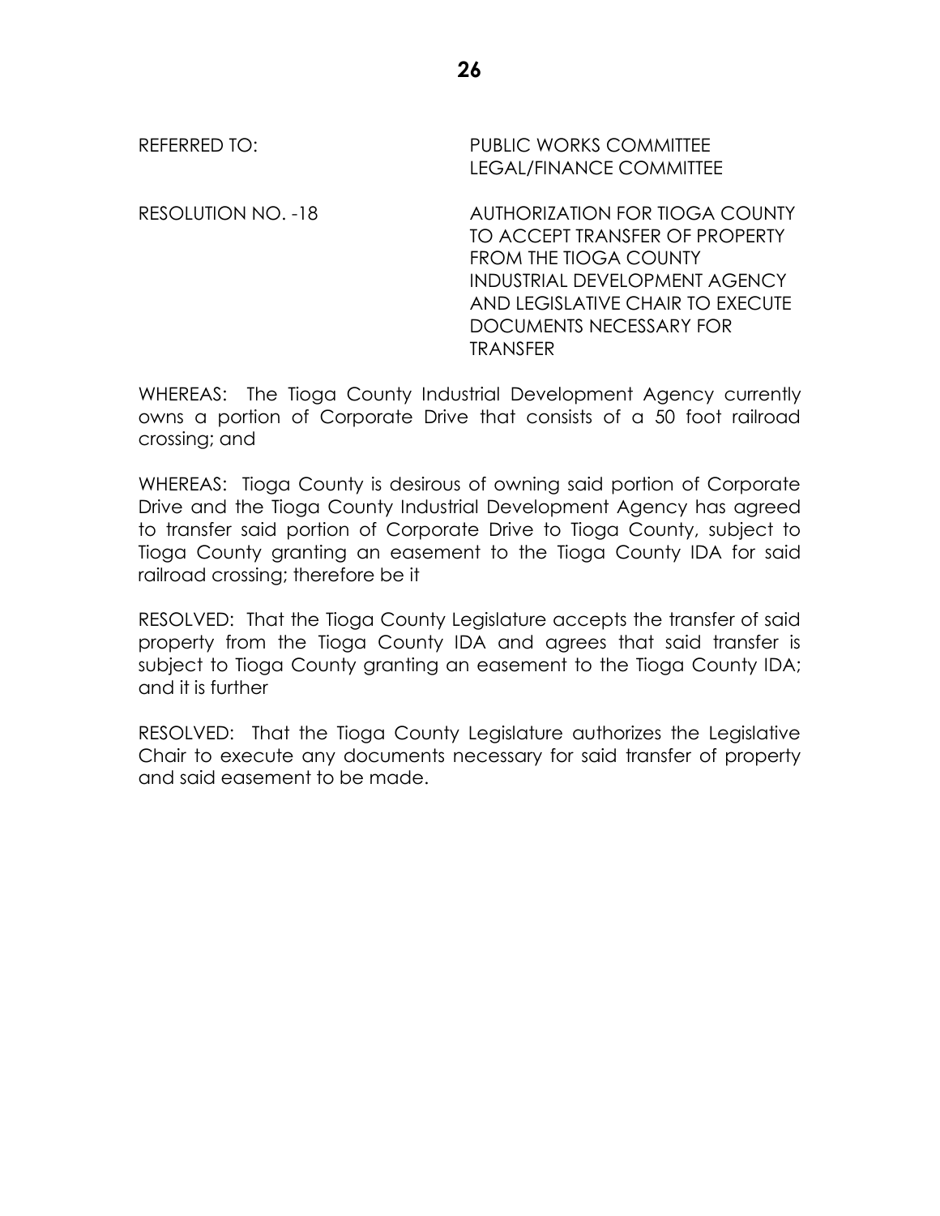REFERRED TO: PUBLIC WORKS COMMITTEE
LEGAL/FINANCE COMMITTEE

RESOLUTION NO. -18 AUTHORIZATION FOR TIOGA COUNTY TO ACCEPT TRANSFER OF PROPERTY FROM THE TIOGA COUNTY INDUSTRIAL DEVELOPMENT AGENCY AND LEGISLATIVE CHAIR TO EXECUTE DOCUMENTS NECESSARY FOR TRANSFER

WHEREAS: The Tioga County Industrial Development Agency currently owns a portion of Corporate Drive that consists of a 50 foot railroad crossing; and

WHEREAS: Tioga County is desirous of owning said portion of Corporate Drive and the Tioga County Industrial Development Agency has agreed to transfer said portion of Corporate Drive to Tioga County, subject to Tioga County granting an easement to the Tioga County IDA for said railroad crossing; therefore be it

RESOLVED: That the Tioga County Legislature accepts the transfer of said property from the Tioga County IDA and agrees that said transfer is subject to Tioga County granting an easement to the Tioga County IDA; and it is further

RESOLVED: That the Tioga County Legislature authorizes the Legislative Chair to execute any documents necessary for said transfer of property and said easement to be made.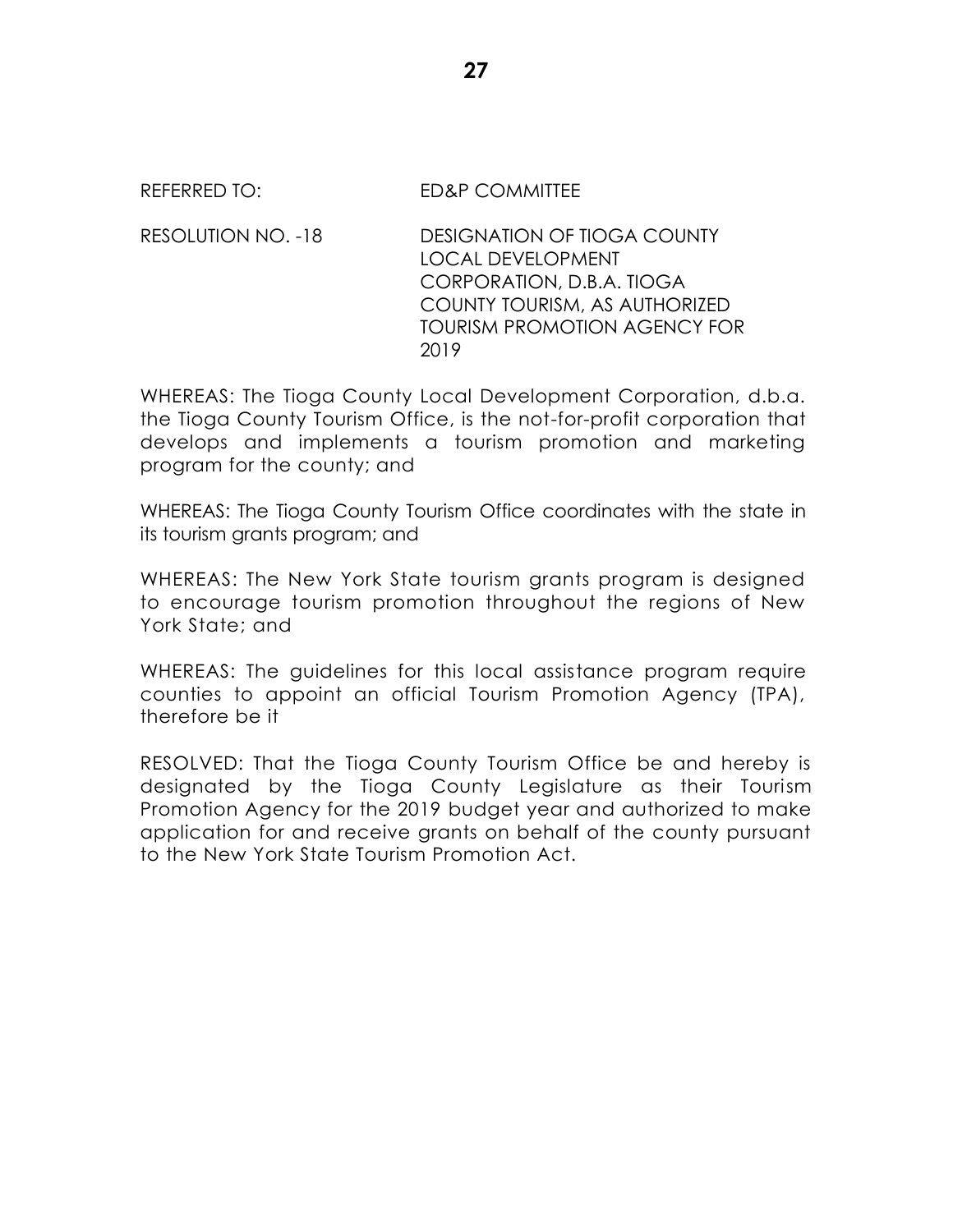REFERRED TO: ED&P COMMITTEE

RESOLUTION NO. -18 DESIGNATION OF TIOGA COUNTY LOCAL DEVELOPMENT CORPORATION, D.B.A. TIOGA COUNTY TOURISM, AS AUTHORIZED TOURISM PROMOTION AGENCY FOR 2019

WHEREAS: The Tioga County Local Development Corporation, d.b.a. the Tioga County Tourism Office, is the not-for-profit corporation that develops and implements a tourism promotion and marketing program for the county; and

WHEREAS: The Tioga County Tourism Office coordinates with the state in its tourism grants program; and

WHEREAS: The New York State tourism grants program is designed to encourage tourism promotion throughout the regions of New York State; and

WHEREAS: The guidelines for this local assistance program require counties to appoint an official Tourism Promotion Agency (TPA), therefore be it

RESOLVED: That the Tioga County Tourism Office be and hereby is designated by the Tioga County Legislature as their Tourism Promotion Agency for the 2019 budget year and authorized to make application for and receive grants on behalf of the county pursuant to the New York State Tourism Promotion Act.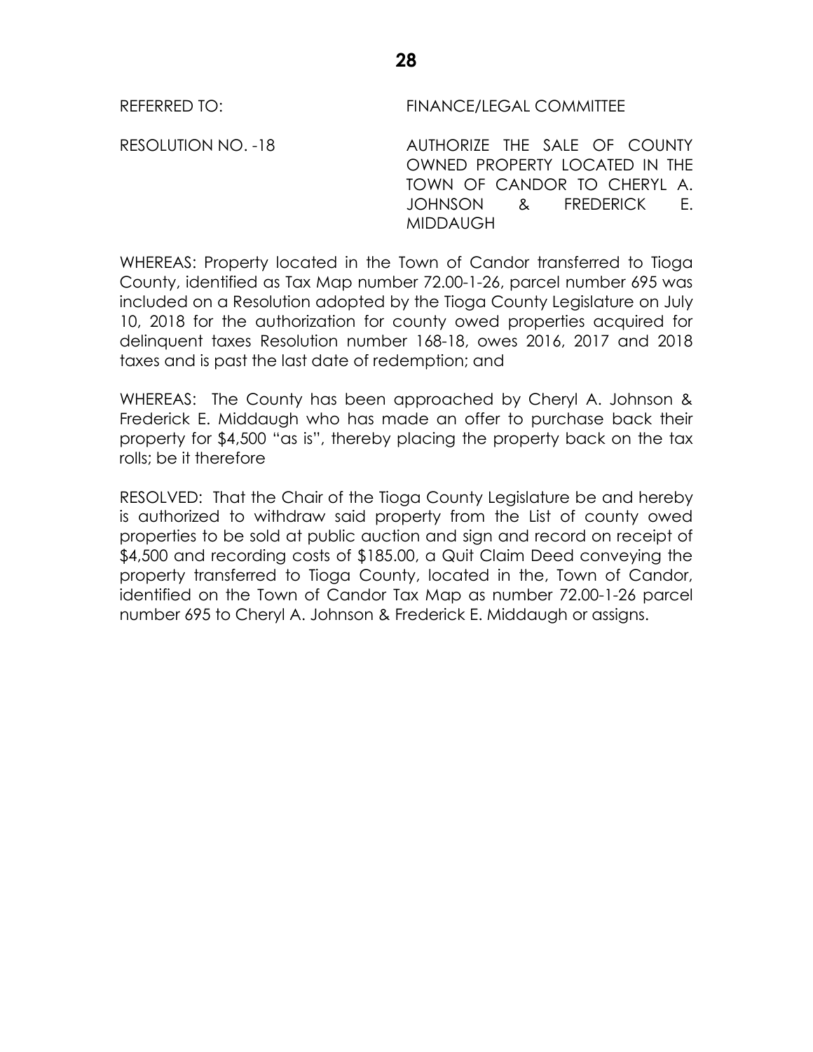REFERRED TO: FINANCE/LEGAL COMMITTEE

RESOLUTION NO. -18 AUTHORIZE THE SALE OF COUNTY OWNED PROPERTY LOCATED IN THE TOWN OF CANDOR TO CHERYL A. JOHNSON & FREDERICK E. MIDDAUGH

WHEREAS: Property located in the Town of Candor transferred to Tioga County, identified as Tax Map number 72.00-1-26, parcel number 695 was included on a Resolution adopted by the Tioga County Legislature on July 10, 2018 for the authorization for county owed properties acquired for delinquent taxes Resolution number 168-18, owes 2016, 2017 and 2018 taxes and is past the last date of redemption; and

WHEREAS: The County has been approached by Cheryl A. Johnson & Frederick E. Middaugh who has made an offer to purchase back their property for $4,500 "as is", thereby placing the property back on the tax rolls; be it therefore

RESOLVED: That the Chair of the Tioga County Legislature be and hereby is authorized to withdraw said property from the List of county owed properties to be sold at public auction and sign and record on receipt of $4,500 and recording costs of $185.00, a Quit Claim Deed conveying the property transferred to Tioga County, located in the, Town of Candor, identified on the Town of Candor Tax Map as number 72.00-1-26 parcel number 695 to Cheryl A. Johnson & Frederick E. Middaugh or assigns.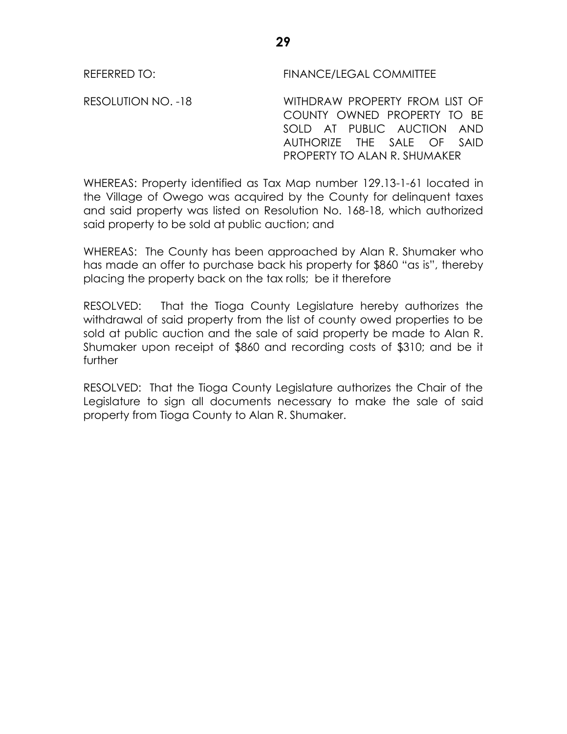REFERRED TO: FINANCE/LEGAL COMMITTEE

RESOLUTION NO. -18 WITHDRAW PROPERTY FROM LIST OF COUNTY OWNED PROPERTY TO BE SOLD AT PUBLIC AUCTION AND AUTHORIZE THE SALE OF SAID PROPERTY TO ALAN R. SHUMAKER

WHEREAS: Property identified as Tax Map number 129.13-1-61 located in the Village of Owego was acquired by the County for delinquent taxes and said property was listed on Resolution No. 168-18, which authorized said property to be sold at public auction; and

WHEREAS: The County has been approached by Alan R. Shumaker who has made an offer to purchase back his property for $860 "as is", thereby placing the property back on the tax rolls; be it therefore

RESOLVED: That the Tioga County Legislature hereby authorizes the withdrawal of said property from the list of county owed properties to be sold at public auction and the sale of said property be made to Alan R. Shumaker upon receipt of $860 and recording costs of $310; and be it further

RESOLVED: That the Tioga County Legislature authorizes the Chair of the Legislature to sign all documents necessary to make the sale of said property from Tioga County to Alan R. Shumaker.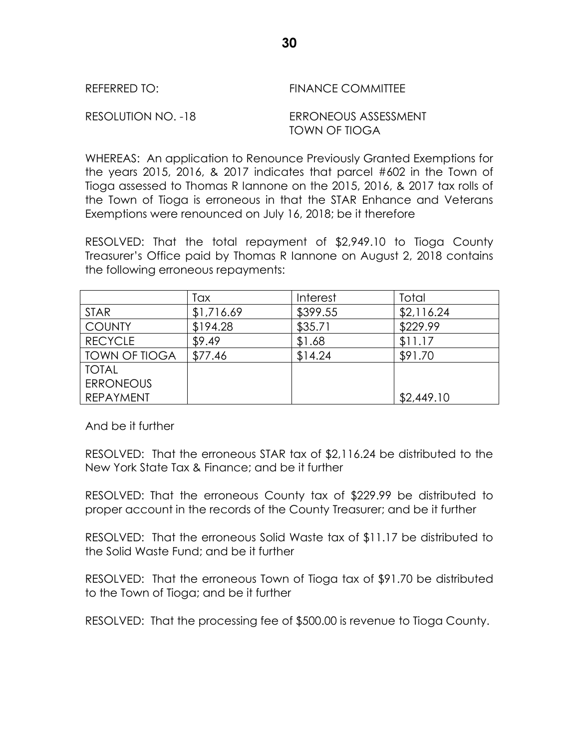REFERRED TO: FINANCE COMMITTEE

RESOLUTION NO. -18 ERRONEOUS ASSESSMENT TOWN OF TIOGA

WHEREAS: An application to Renounce Previously Granted Exemptions for the years 2015, 2016, & 2017 indicates that parcel #602 in the Town of Tioga assessed to Thomas R Iannone on the 2015, 2016, & 2017 tax rolls of the Town of Tioga is erroneous in that the STAR Enhance and Veterans Exemptions were renounced on July 16, 2018; be it therefore

RESOLVED: That the total repayment of $2,949.10 to Tioga County Treasurer's Office paid by Thomas R Iannone on August 2, 2018 contains the following erroneous repayments:

| | Tax | Interest | Total |
|---|---|---|---|
| STAR | $1,716.69 | $399.55 | $2,116.24 |
| COUNTY | $194.28 | $35.71 | $229.99 |
| RECYCLE | $9.49 | $1.68 | $11.17 |
| TOWN OF TIOGA | $77.46 | $14.24 | $91.70 |
| TOTAL ERRONEOUS REPAYMENT | | | $2,449.10 |

And be it further

RESOLVED: That the erroneous STAR tax of $2,116.24 be distributed to the New York State Tax & Finance; and be it further

RESOLVED: That the erroneous County tax of $229.99 be distributed to proper account in the records of the County Treasurer; and be it further

RESOLVED: That the erroneous Solid Waste tax of $11.17 be distributed to the Solid Waste Fund; and be it further

RESOLVED: That the erroneous Town of Tioga tax of $91.70 be distributed to the Town of Tioga; and be it further

RESOLVED: That the processing fee of $500.00 is revenue to Tioga County.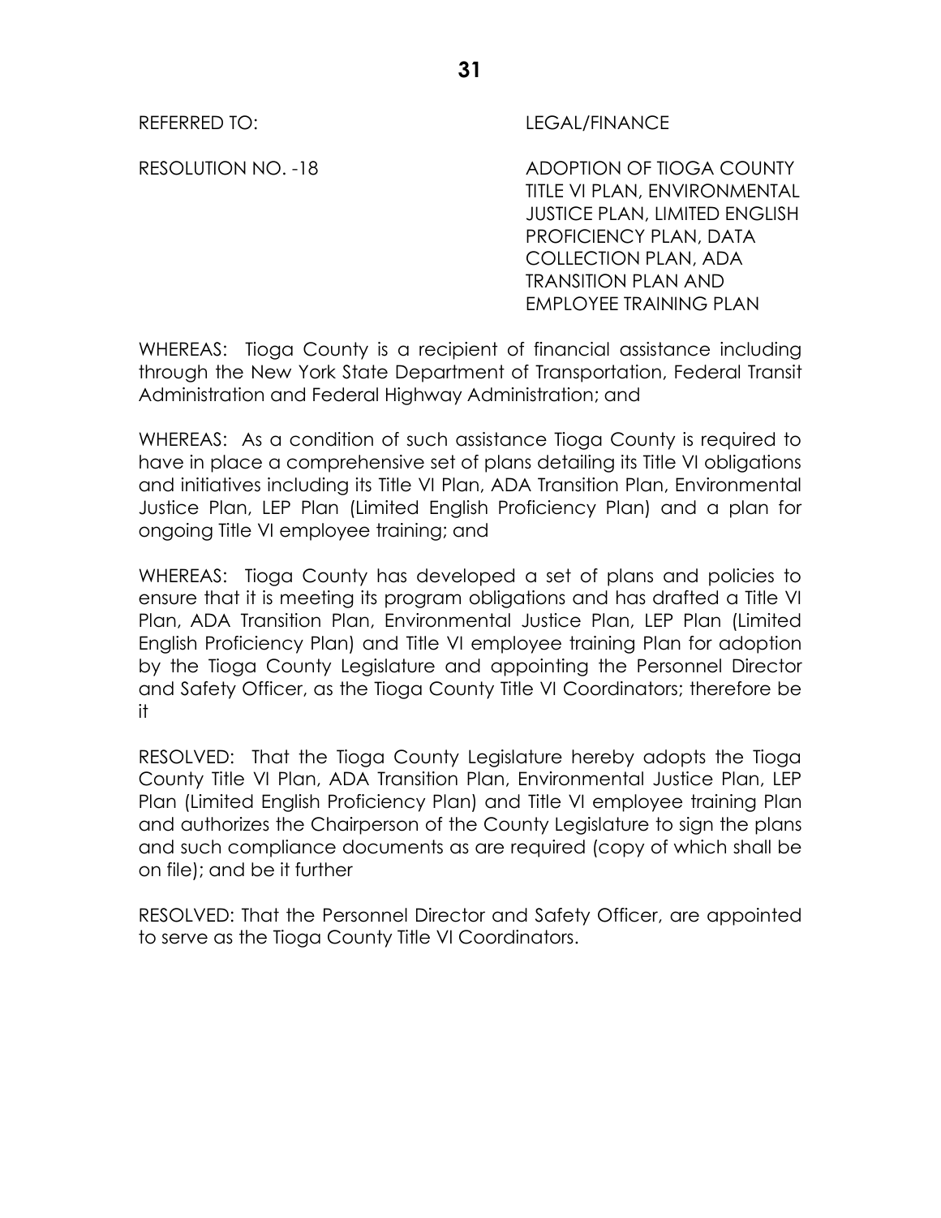REFERRED TO: LEGAL/FINANCE

RESOLUTION NO. -18 ADOPTION OF TIOGA COUNTY TITLE VI PLAN, ENVIRONMENTAL JUSTICE PLAN, LIMITED ENGLISH PROFICIENCY PLAN, DATA COLLECTION PLAN, ADA TRANSITION PLAN AND EMPLOYEE TRAINING PLAN

WHEREAS: Tioga County is a recipient of financial assistance including through the New York State Department of Transportation, Federal Transit Administration and Federal Highway Administration; and

WHEREAS: As a condition of such assistance Tioga County is required to have in place a comprehensive set of plans detailing its Title VI obligations and initiatives including its Title VI Plan, ADA Transition Plan, Environmental Justice Plan, LEP Plan (Limited English Proficiency Plan) and a plan for ongoing Title VI employee training; and

WHEREAS: Tioga County has developed a set of plans and policies to ensure that it is meeting its program obligations and has drafted a Title VI Plan, ADA Transition Plan, Environmental Justice Plan, LEP Plan (Limited English Proficiency Plan) and Title VI employee training Plan for adoption by the Tioga County Legislature and appointing the Personnel Director and Safety Officer, as the Tioga County Title VI Coordinators; therefore be it

RESOLVED: That the Tioga County Legislature hereby adopts the Tioga County Title VI Plan, ADA Transition Plan, Environmental Justice Plan, LEP Plan (Limited English Proficiency Plan) and Title VI employee training Plan and authorizes the Chairperson of the County Legislature to sign the plans and such compliance documents as are required (copy of which shall be on file); and be it further

RESOLVED: That the Personnel Director and Safety Officer, are appointed to serve as the Tioga County Title VI Coordinators.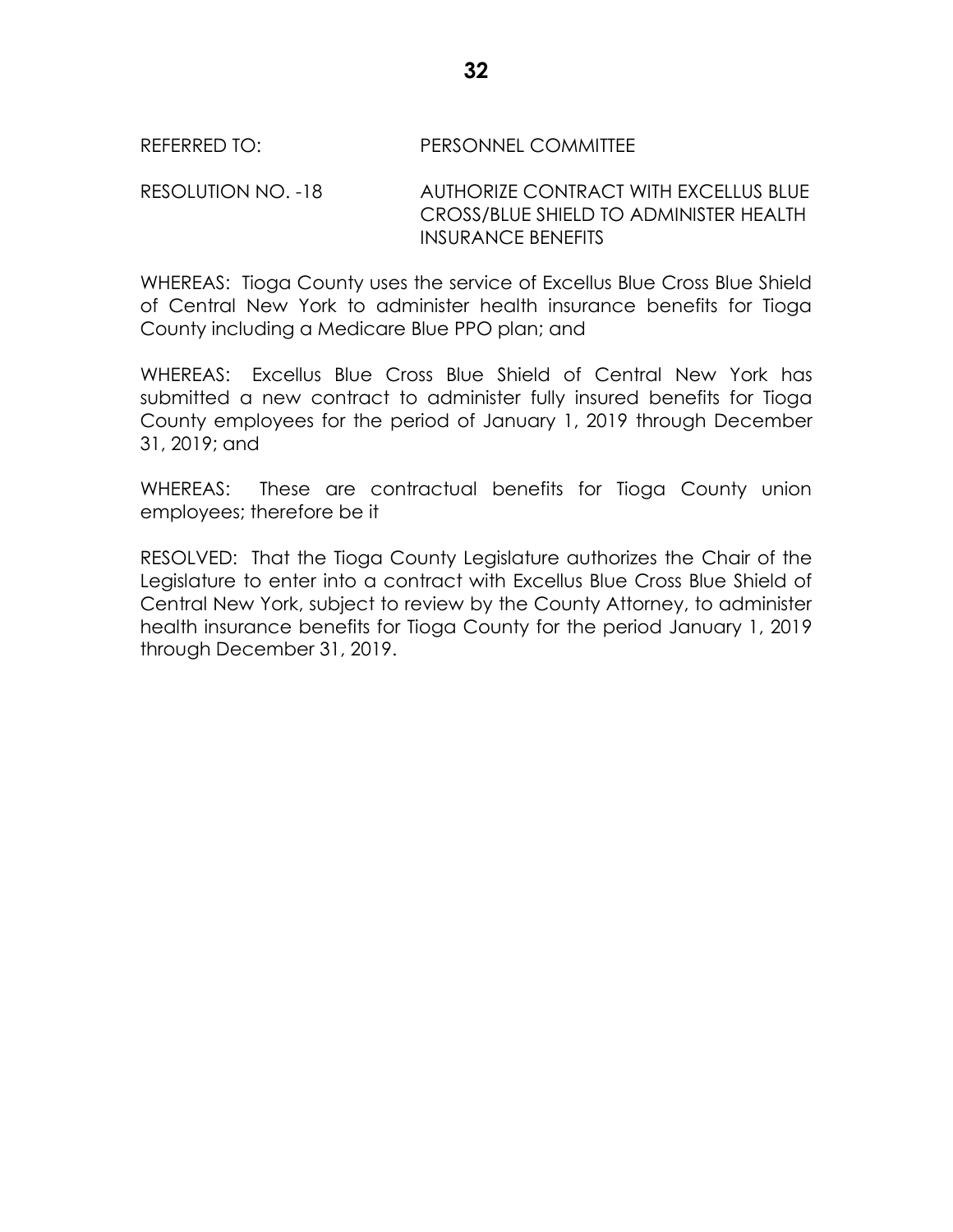REFERRED TO: PERSONNEL COMMITTEE

RESOLUTION NO. -18 AUTHORIZE CONTRACT WITH EXCELLUS BLUE CROSS/BLUE SHIELD TO ADMINISTER HEALTH INSURANCE BENEFITS

WHEREAS: Tioga County uses the service of Excellus Blue Cross Blue Shield of Central New York to administer health insurance benefits for Tioga County including a Medicare Blue PPO plan; and

WHEREAS: Excellus Blue Cross Blue Shield of Central New York has submitted a new contract to administer fully insured benefits for Tioga County employees for the period of January 1, 2019 through December 31, 2019; and

WHEREAS: These are contractual benefits for Tioga County union employees; therefore be it

RESOLVED: That the Tioga County Legislature authorizes the Chair of the Legislature to enter into a contract with Excellus Blue Cross Blue Shield of Central New York, subject to review by the County Attorney, to administer health insurance benefits for Tioga County for the period January 1, 2019 through December 31, 2019.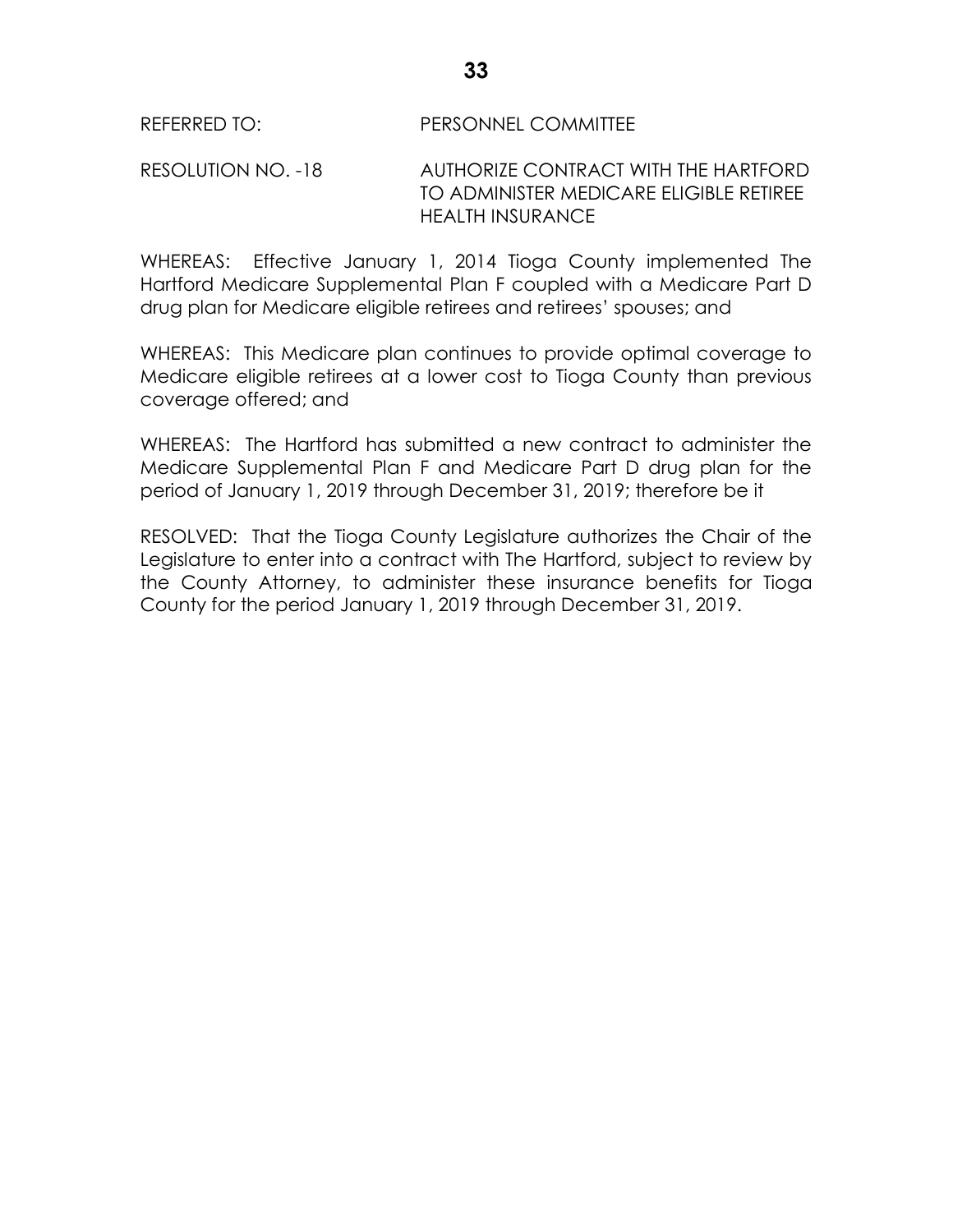REFERRED TO: PERSONNEL COMMITTEE

RESOLUTION NO. -18 AUTHORIZE CONTRACT WITH THE HARTFORD TO ADMINISTER MEDICARE ELIGIBLE RETIREE HEALTH INSURANCE

WHEREAS: Effective January 1, 2014 Tioga County implemented The Hartford Medicare Supplemental Plan F coupled with a Medicare Part D drug plan for Medicare eligible retirees and retirees' spouses; and

WHEREAS: This Medicare plan continues to provide optimal coverage to Medicare eligible retirees at a lower cost to Tioga County than previous coverage offered; and

WHEREAS: The Hartford has submitted a new contract to administer the Medicare Supplemental Plan F and Medicare Part D drug plan for the period of January 1, 2019 through December 31, 2019; therefore be it

RESOLVED: That the Tioga County Legislature authorizes the Chair of the Legislature to enter into a contract with The Hartford, subject to review by the County Attorney, to administer these insurance benefits for Tioga County for the period January 1, 2019 through December 31, 2019.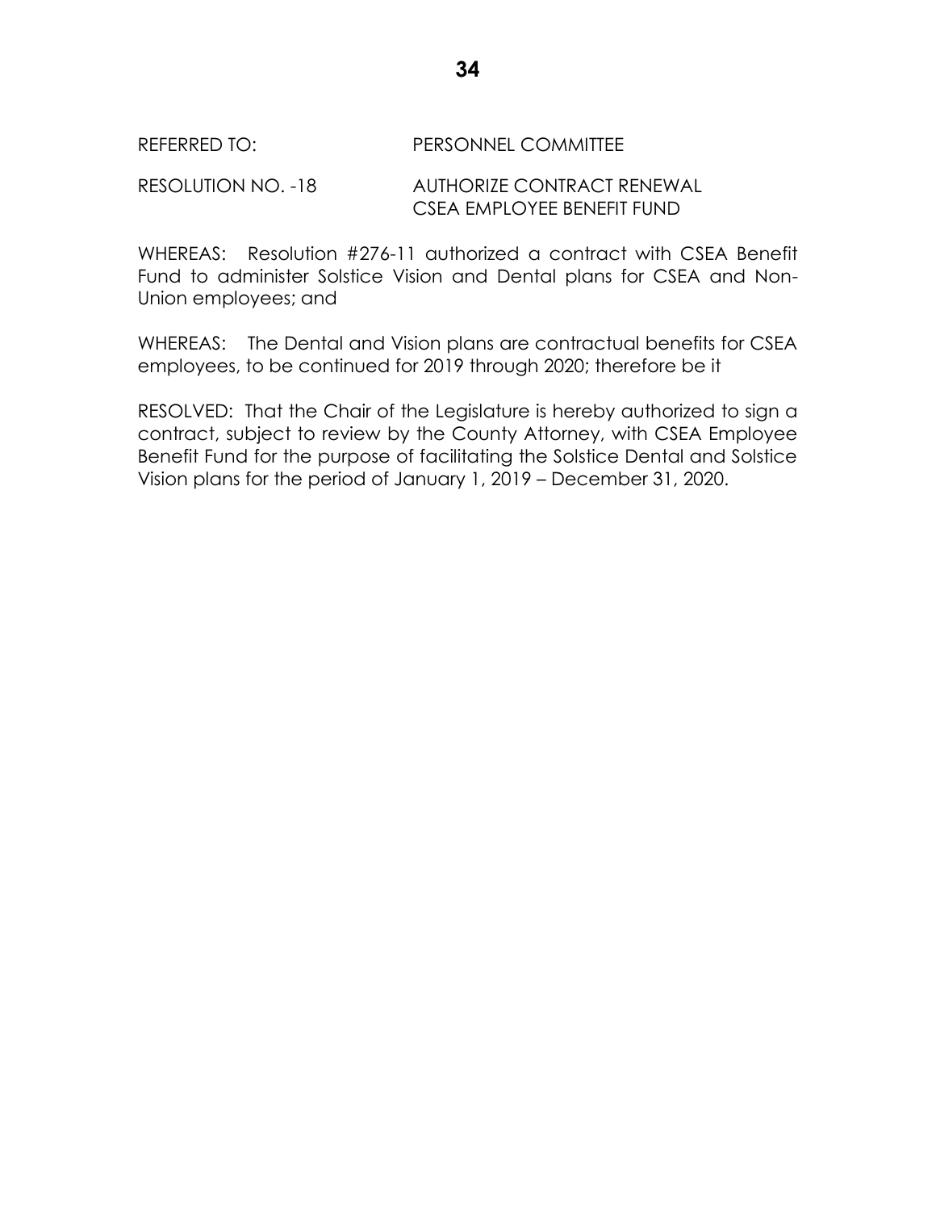REFERRED TO: PERSONNEL COMMITTEE

RESOLUTION NO. -18 AUTHORIZE CONTRACT RENEWAL CSEA EMPLOYEE BENEFIT FUND

WHEREAS: Resolution #276-11 authorized a contract with CSEA Benefit Fund to administer Solstice Vision and Dental plans for CSEA and Non-Union employees; and

WHEREAS: The Dental and Vision plans are contractual benefits for CSEA employees, to be continued for 2019 through 2020; therefore be it

RESOLVED: That the Chair of the Legislature is hereby authorized to sign a contract, subject to review by the County Attorney, with CSEA Employee Benefit Fund for the purpose of facilitating the Solstice Dental and Solstice Vision plans for the period of January 1, 2019 – December 31, 2020.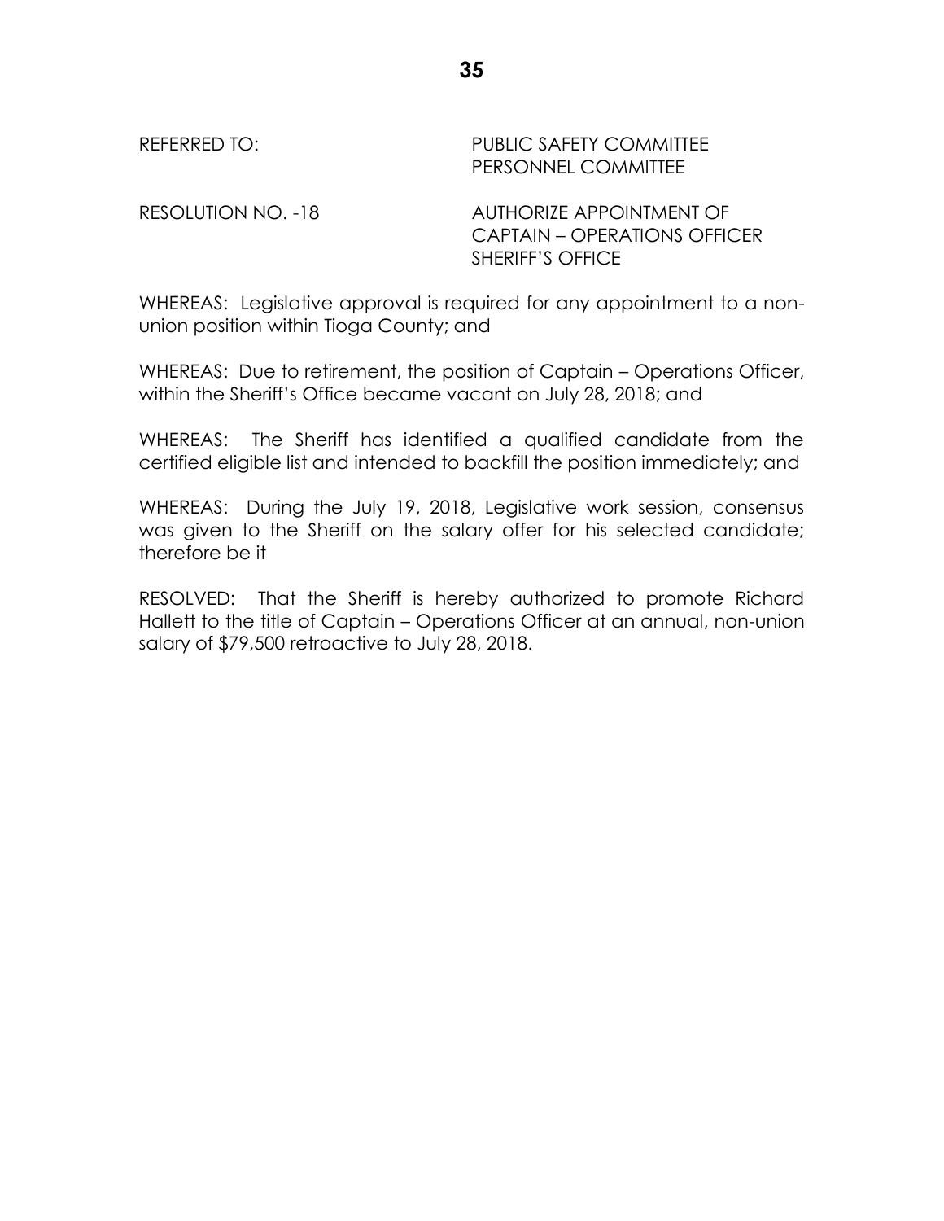REFERRED TO: PUBLIC SAFETY COMMITTEE
PERSONNEL COMMITTEE

RESOLUTION NO. -18 AUTHORIZE APPOINTMENT OF CAPTAIN – OPERATIONS OFFICER SHERIFF'S OFFICE

WHEREAS: Legislative approval is required for any appointment to a non-union position within Tioga County; and

WHEREAS: Due to retirement, the position of Captain – Operations Officer, within the Sheriff's Office became vacant on July 28, 2018; and

WHEREAS: The Sheriff has identified a qualified candidate from the certified eligible list and intended to backfill the position immediately; and

WHEREAS: During the July 19, 2018, Legislative work session, consensus was given to the Sheriff on the salary offer for his selected candidate; therefore be it

RESOLVED: That the Sheriff is hereby authorized to promote Richard Hallett to the title of Captain – Operations Officer at an annual, non-union salary of $79,500 retroactive to July 28, 2018.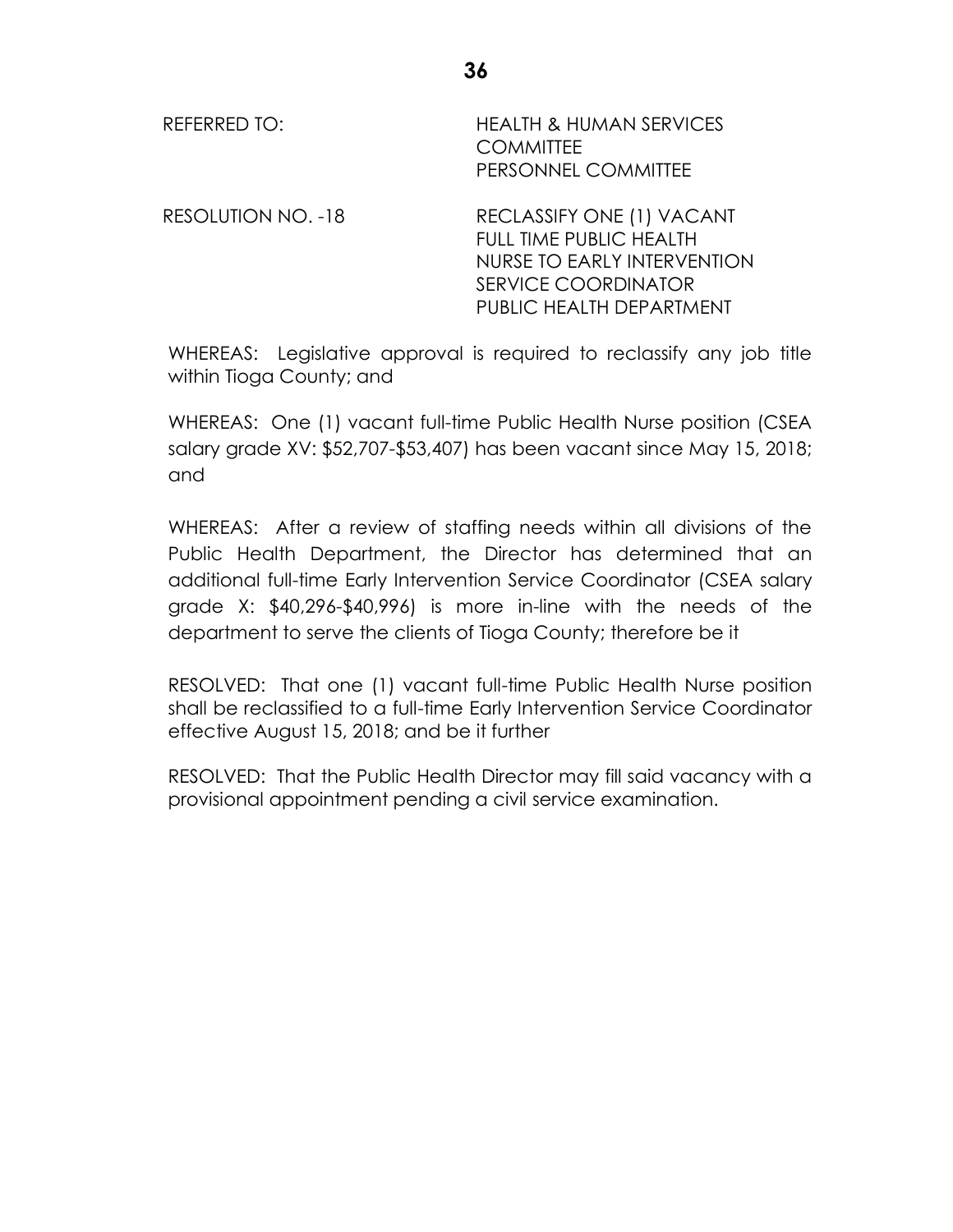REFERRED TO: HEALTH & HUMAN SERVICES COMMITTEE
PERSONNEL COMMITTEE

RESOLUTION NO. -18 RECLASSIFY ONE (1) VACANT FULL TIME PUBLIC HEALTH NURSE TO EARLY INTERVENTION SERVICE COORDINATOR PUBLIC HEALTH DEPARTMENT

WHEREAS: Legislative approval is required to reclassify any job title within Tioga County; and

WHEREAS: One (1) vacant full-time Public Health Nurse position (CSEA salary grade XV: $52,707-$53,407) has been vacant since May 15, 2018; and

WHEREAS: After a review of staffing needs within all divisions of the Public Health Department, the Director has determined that an additional full-time Early Intervention Service Coordinator (CSEA salary grade X: $40,296-$40,996) is more in-line with the needs of the department to serve the clients of Tioga County; therefore be it

RESOLVED: That one (1) vacant full-time Public Health Nurse position shall be reclassified to a full-time Early Intervention Service Coordinator effective August 15, 2018; and be it further

RESOLVED: That the Public Health Director may fill said vacancy with a provisional appointment pending a civil service examination.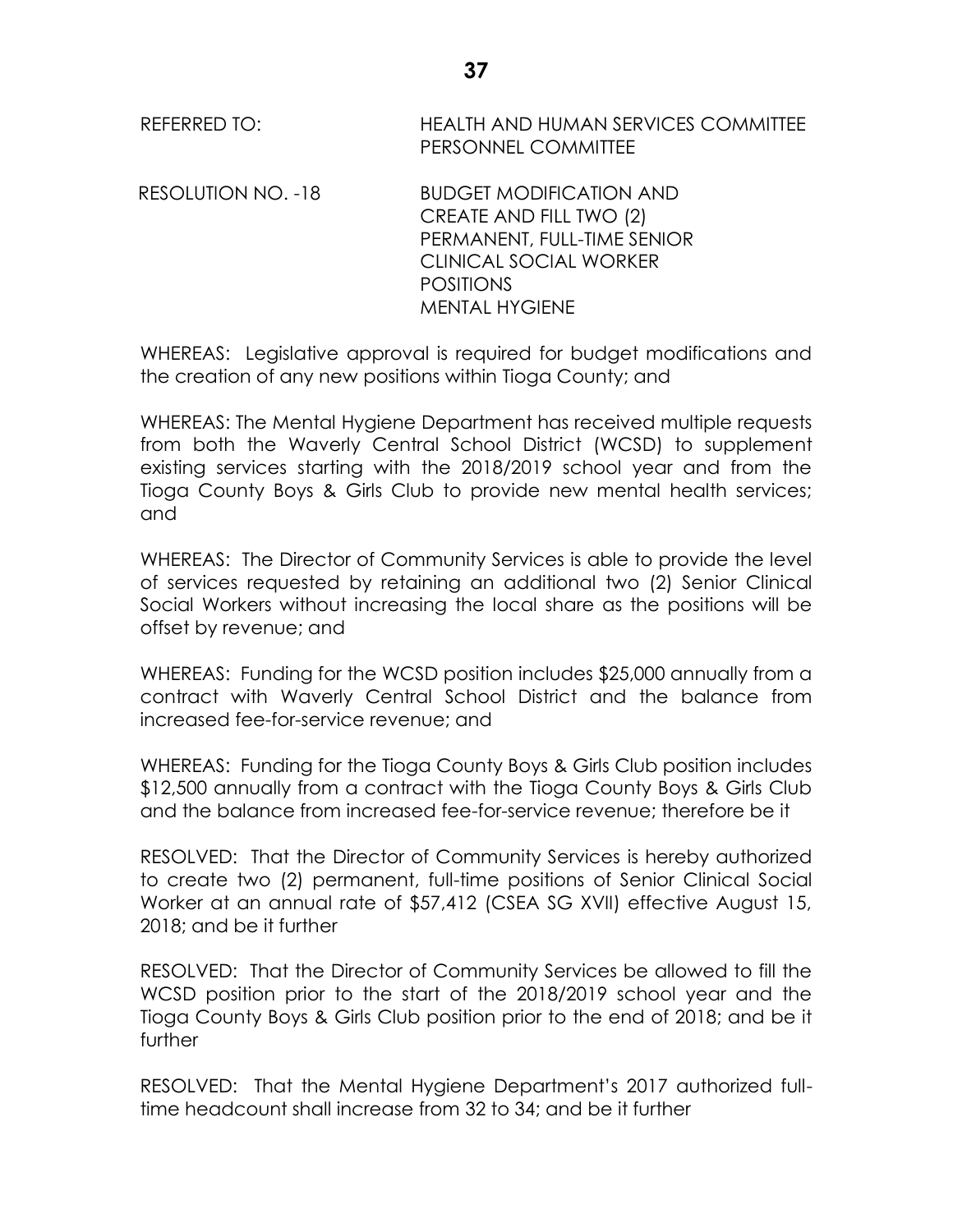REFERRED TO: HEALTH AND HUMAN SERVICES COMMITTEE
PERSONNEL COMMITTEE

RESOLUTION NO. -18 BUDGET MODIFICATION AND CREATE AND FILL TWO (2) PERMANENT, FULL-TIME SENIOR CLINICAL SOCIAL WORKER POSITIONS
MENTAL HYGIENE

WHEREAS: Legislative approval is required for budget modifications and the creation of any new positions within Tioga County; and

WHEREAS: The Mental Hygiene Department has received multiple requests from both the Waverly Central School District (WCSD) to supplement existing services starting with the 2018/2019 school year and from the Tioga County Boys & Girls Club to provide new mental health services; and

WHEREAS: The Director of Community Services is able to provide the level of services requested by retaining an additional two (2) Senior Clinical Social Workers without increasing the local share as the positions will be offset by revenue; and

WHEREAS: Funding for the WCSD position includes $25,000 annually from a contract with Waverly Central School District and the balance from increased fee-for-service revenue; and

WHEREAS: Funding for the Tioga County Boys & Girls Club position includes $12,500 annually from a contract with the Tioga County Boys & Girls Club and the balance from increased fee-for-service revenue; therefore be it

RESOLVED: That the Director of Community Services is hereby authorized to create two (2) permanent, full-time positions of Senior Clinical Social Worker at an annual rate of $57,412 (CSEA SG XVII) effective August 15, 2018; and be it further

RESOLVED: That the Director of Community Services be allowed to fill the WCSD position prior to the start of the 2018/2019 school year and the Tioga County Boys & Girls Club position prior to the end of 2018; and be it further

RESOLVED: That the Mental Hygiene Department's 2017 authorized full-time headcount shall increase from 32 to 34; and be it further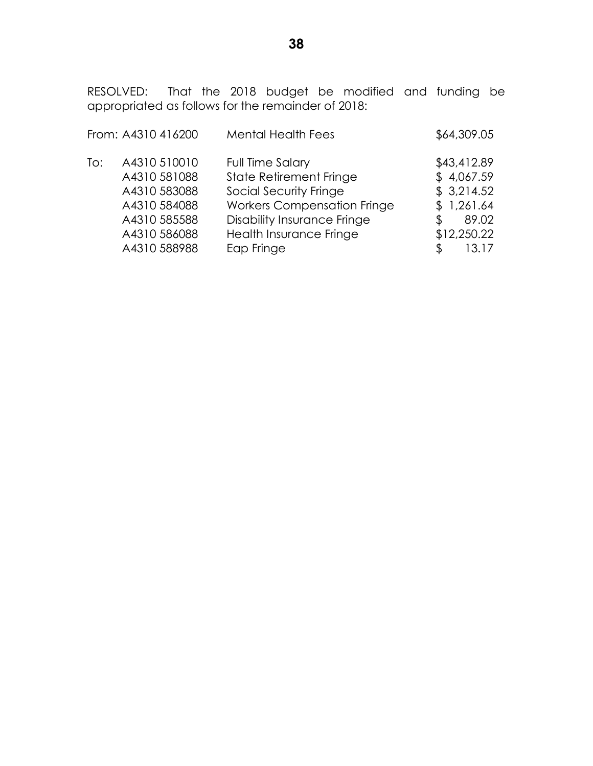RESOLVED: That the 2018 budget be modified and funding be appropriated as follows for the remainder of 2018:

| | Account | Description | Amount |
|---|---|---|---|
| From: | A4310 416200 | Mental Health Fees | $64,309.05 |
| To: | A4310 510010 | Full Time Salary | $43,412.89 |
| | A4310 581088 | State Retirement Fringe | $ 4,067.59 |
| | A4310 583088 | Social Security Fringe | $ 3,214.52 |
| | A4310 584088 | Workers Compensation Fringe | $ 1,261.64 |
| | A4310 585588 | Disability Insurance Fringe | $ 89.02 |
| | A4310 586088 | Health Insurance Fringe | $12,250.22 |
| | A4310 588988 | Eap Fringe | $ 13.17 |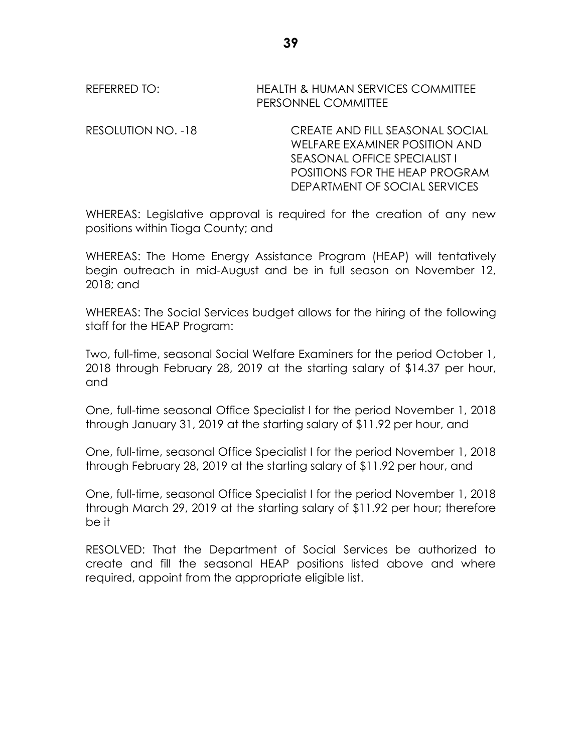REFERRED TO: HEALTH & HUMAN SERVICES COMMITTEE
PERSONNEL COMMITTEE

RESOLUTION NO. -18 CREATE AND FILL SEASONAL SOCIAL WELFARE EXAMINER POSITION AND SEASONAL OFFICE SPECIALIST I POSITIONS FOR THE HEAP PROGRAM DEPARTMENT OF SOCIAL SERVICES

WHEREAS: Legislative approval is required for the creation of any new positions within Tioga County; and

WHEREAS: The Home Energy Assistance Program (HEAP) will tentatively begin outreach in mid-August and be in full season on November 12, 2018; and

WHEREAS: The Social Services budget allows for the hiring of the following staff for the HEAP Program:

Two, full-time, seasonal Social Welfare Examiners for the period October 1, 2018 through February 28, 2019 at the starting salary of $14.37 per hour, and

One, full-time seasonal Office Specialist I for the period November 1, 2018 through January 31, 2019 at the starting salary of $11.92 per hour, and

One, full-time, seasonal Office Specialist I for the period November 1, 2018 through February 28, 2019 at the starting salary of $11.92 per hour, and

One, full-time, seasonal Office Specialist I for the period November 1, 2018 through March 29, 2019 at the starting salary of $11.92 per hour; therefore be it

RESOLVED: That the Department of Social Services be authorized to create and fill the seasonal HEAP positions listed above and where required, appoint from the appropriate eligible list.